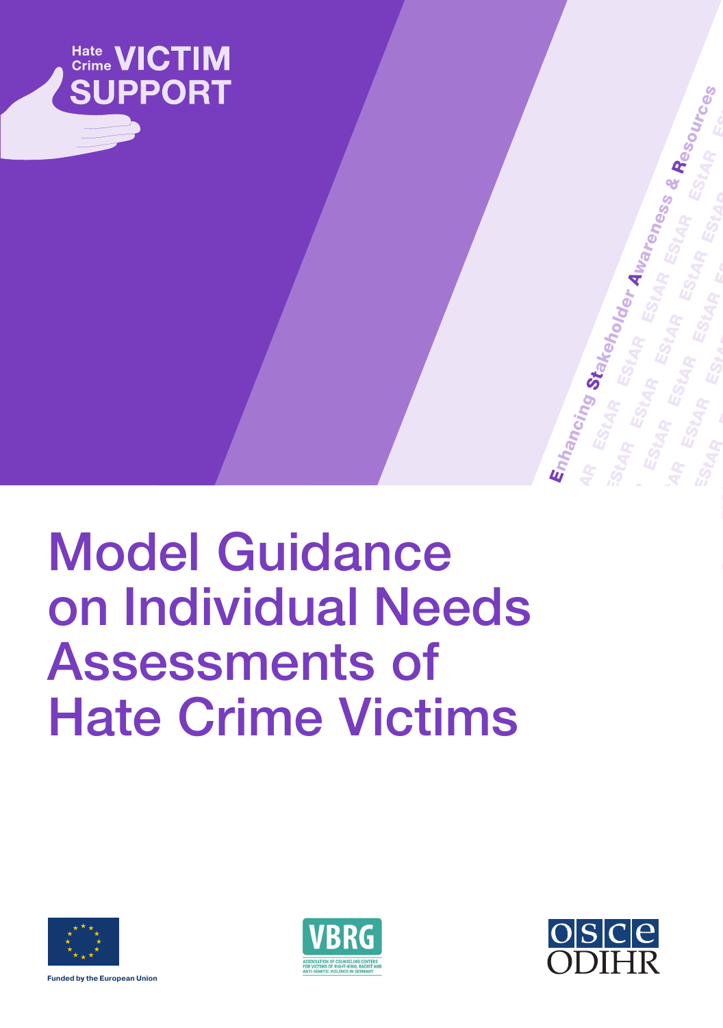Hate Crime VICTIM SUPPORT

Enhancing Stakeholder Awareness & Resources

# Model Guidance on Individual Needs Assessments of Hate Crime Victims

Funded by the European Union

VBRG — ASSOCIATION OF COUNSELING CENTERS FOR VICTIMS OF RIGHT-WING, RACIST AND ANTI-SEMITIC VIOLENCE IN GERMANY

OSCE ODIHR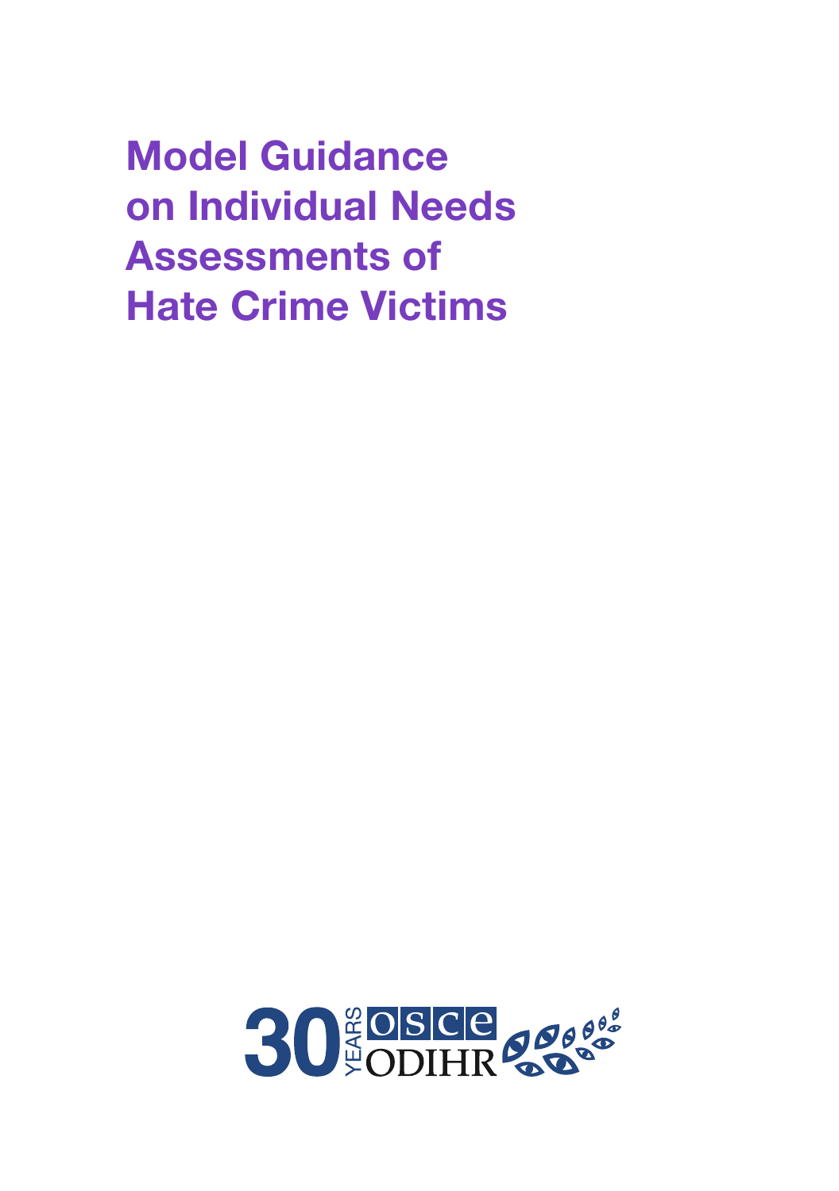# Model Guidance on Individual Needs Assessments of Hate Crime Victims

30 YEARS OSCE ODIHR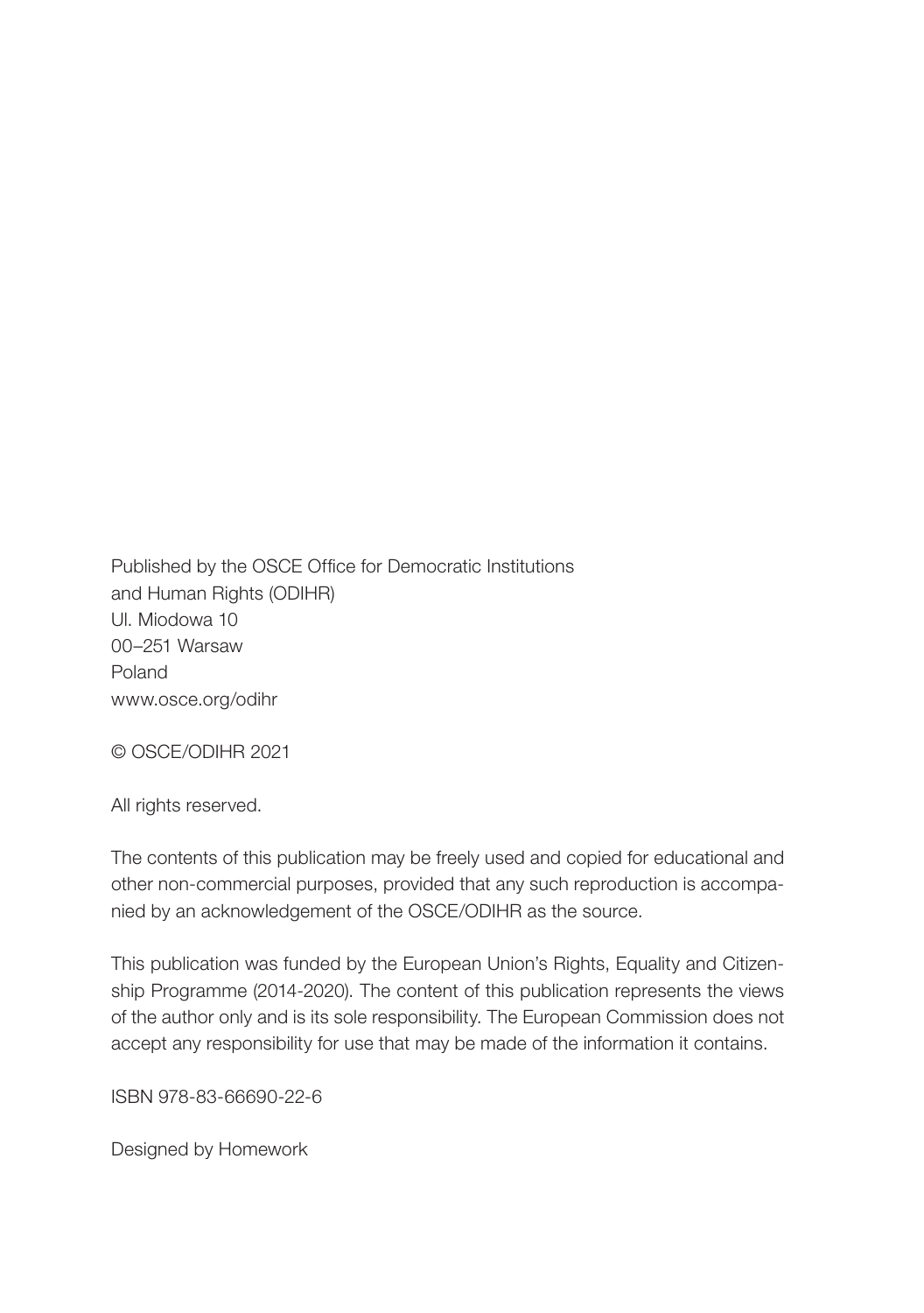Published by the OSCE Office for Democratic Institutions and Human Rights (ODIHR)
Ul. Miodowa 10
00–251 Warsaw
Poland
www.osce.org/odihr

© OSCE/ODIHR 2021

All rights reserved.

The contents of this publication may be freely used and copied for educational and other non-commercial purposes, provided that any such reproduction is accompanied by an acknowledgement of the OSCE/ODIHR as the source.

This publication was funded by the European Union's Rights, Equality and Citizenship Programme (2014-2020). The content of this publication represents the views of the author only and is its sole responsibility. The European Commission does not accept any responsibility for use that may be made of the information it contains.

ISBN 978-83-66690-22-6

Designed by Homework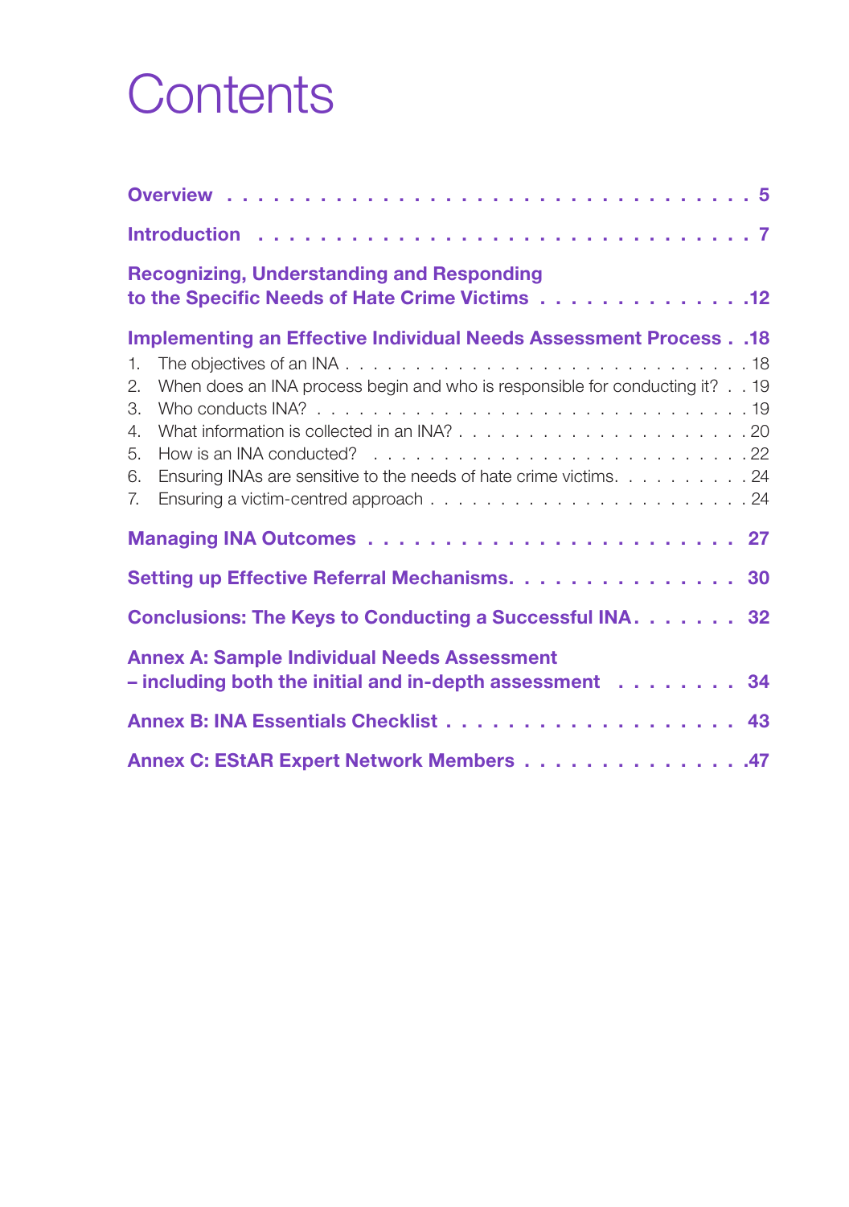# Contents

**Overview** . . . . . . . . . . . . . . . . . . . . . . . . . . . . . . 5

**Introduction** . . . . . . . . . . . . . . . . . . . . . . . . . . . . 7

**Recognizing, Understanding and Responding to the Specific Needs of Hate Crime Victims** . . . . . . . . . . . . . . .12

**Implementing an Effective Individual Needs Assessment Process** . .18

1. The objectives of an INA . . . . . . . . . . . . . . . . . . . . . . . . . . . . 18
2. When does an INA process begin and who is responsible for conducting it? . . 19
3. Who conducts INA? . . . . . . . . . . . . . . . . . . . . . . . . . . . . . . 19
4. What information is collected in an INA? . . . . . . . . . . . . . . . . . . . . 20
5. How is an INA conducted? . . . . . . . . . . . . . . . . . . . . . . . . . . 22
6. Ensuring INAs are sensitive to the needs of hate crime victims. . . . . . . . . . 24
7. Ensuring a victim-centred approach . . . . . . . . . . . . . . . . . . . . . . 24

**Managing INA Outcomes** . . . . . . . . . . . . . . . . . . . . . . . 27

**Setting up Effective Referral Mechanisms.** . . . . . . . . . . . . . . . 30

**Conclusions: The Keys to Conducting a Successful INA.** . . . . . . . 32

**Annex A: Sample Individual Needs Assessment – including both the initial and in-depth assessment** . . . . . . . . 34

**Annex B: INA Essentials Checklist** . . . . . . . . . . . . . . . . . . . 43

**Annex C: EStAR Expert Network Members** . . . . . . . . . . . . . . .47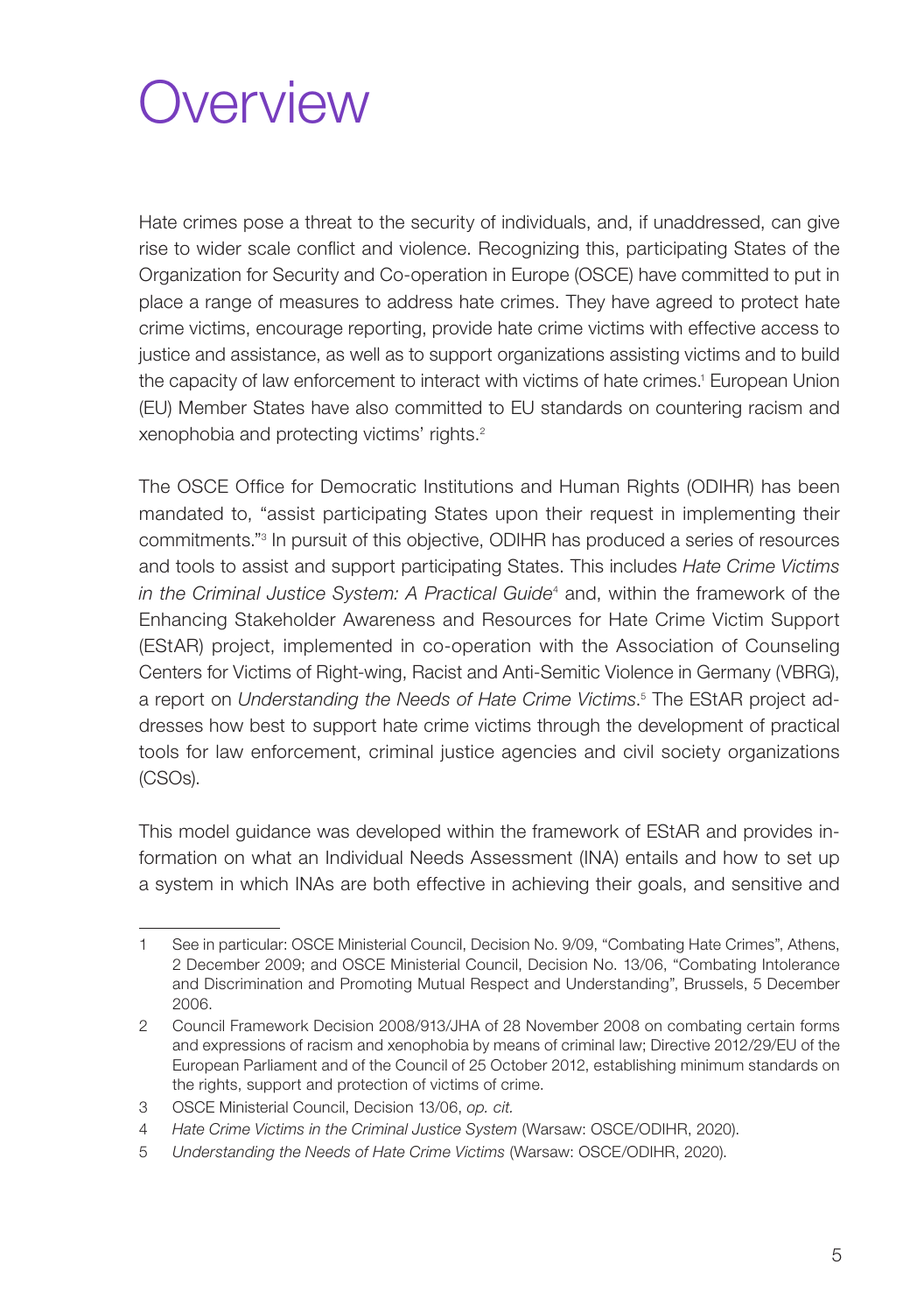# Overview

Hate crimes pose a threat to the security of individuals, and, if unaddressed, can give rise to wider scale conflict and violence. Recognizing this, participating States of the Organization for Security and Co-operation in Europe (OSCE) have committed to put in place a range of measures to address hate crimes. They have agreed to protect hate crime victims, encourage reporting, provide hate crime victims with effective access to justice and assistance, as well as to support organizations assisting victims and to build the capacity of law enforcement to interact with victims of hate crimes.[1] European Union (EU) Member States have also committed to EU standards on countering racism and xenophobia and protecting victims' rights.[2]

The OSCE Office for Democratic Institutions and Human Rights (ODIHR) has been mandated to, "assist participating States upon their request in implementing their commitments."[3] In pursuit of this objective, ODIHR has produced a series of resources and tools to assist and support participating States. This includes *Hate Crime Victims in the Criminal Justice System: A Practical Guide*[4] and, within the framework of the Enhancing Stakeholder Awareness and Resources for Hate Crime Victim Support (EStAR) project, implemented in co-operation with the Association of Counseling Centers for Victims of Right-wing, Racist and Anti-Semitic Violence in Germany (VBRG), a report on *Understanding the Needs of Hate Crime Victims*.[5] The EStAR project addresses how best to support hate crime victims through the development of practical tools for law enforcement, criminal justice agencies and civil society organizations (CSOs).

This model guidance was developed within the framework of EStAR and provides information on what an Individual Needs Assessment (INA) entails and how to set up a system in which INAs are both effective in achieving their goals, and sensitive and

---

1 See in particular: OSCE Ministerial Council, Decision No. 9/09, "Combating Hate Crimes", Athens, 2 December 2009; and OSCE Ministerial Council, Decision No. 13/06, "Combating Intolerance and Discrimination and Promoting Mutual Respect and Understanding", Brussels, 5 December 2006.

2 Council Framework Decision 2008/913/JHA of 28 November 2008 on combating certain forms and expressions of racism and xenophobia by means of criminal law; Directive 2012/29/EU of the European Parliament and of the Council of 25 October 2012, establishing minimum standards on the rights, support and protection of victims of crime.

3 OSCE Ministerial Council, Decision 13/06, *op. cit.*

4 *Hate Crime Victims in the Criminal Justice System* (Warsaw: OSCE/ODIHR, 2020).

5 *Understanding the Needs of Hate Crime Victims* (Warsaw: OSCE/ODIHR, 2020).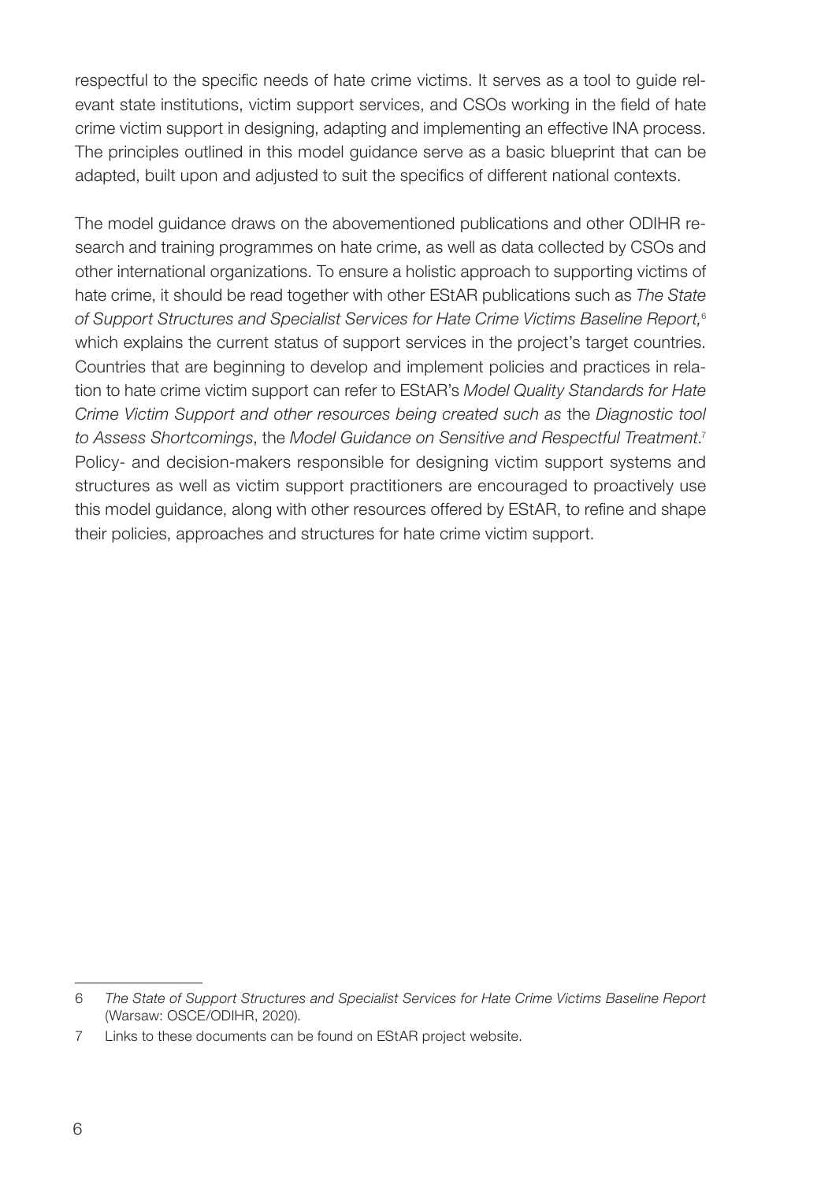respectful to the specific needs of hate crime victims. It serves as a tool to guide relevant state institutions, victim support services, and CSOs working in the field of hate crime victim support in designing, adapting and implementing an effective INA process. The principles outlined in this model guidance serve as a basic blueprint that can be adapted, built upon and adjusted to suit the specifics of different national contexts.

The model guidance draws on the abovementioned publications and other ODIHR research and training programmes on hate crime, as well as data collected by CSOs and other international organizations. To ensure a holistic approach to supporting victims of hate crime, it should be read together with other EStAR publications such as *The State of Support Structures and Specialist Services for Hate Crime Victims Baseline Report,*[6] which explains the current status of support services in the project's target countries. Countries that are beginning to develop and implement policies and practices in relation to hate crime victim support can refer to EStAR's *Model Quality Standards for Hate Crime Victim Support and other resources being created such as* the *Diagnostic tool to Assess Shortcomings*, the *Model Guidance on Sensitive and Respectful Treatment*.[7] Policy- and decision-makers responsible for designing victim support systems and structures as well as victim support practitioners are encouraged to proactively use this model guidance, along with other resources offered by EStAR, to refine and shape their policies, approaches and structures for hate crime victim support.

---

6 *The State of Support Structures and Specialist Services for Hate Crime Victims Baseline Report* (Warsaw: OSCE/ODIHR, 2020).

7 Links to these documents can be found on EStAR project website.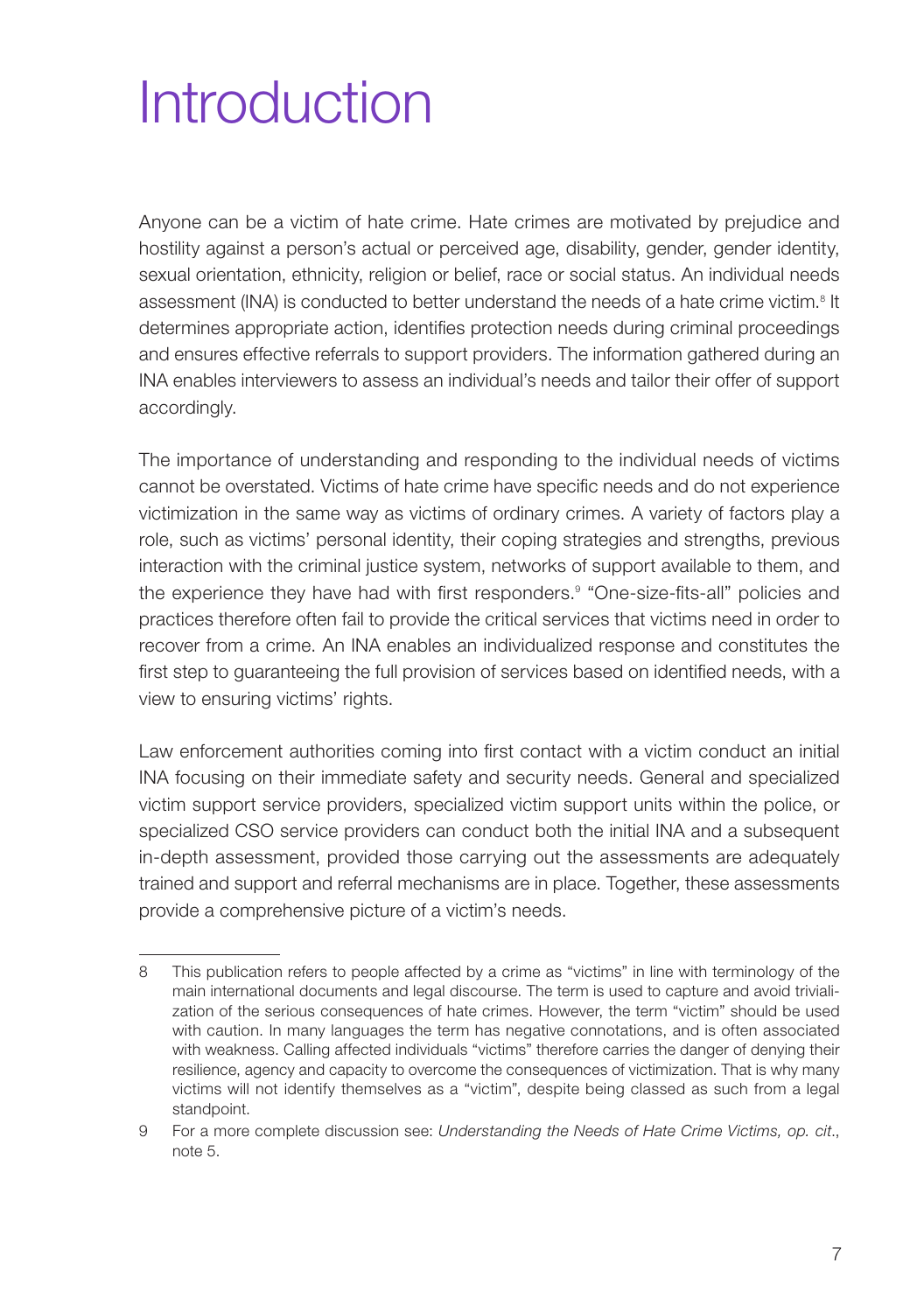# Introduction

Anyone can be a victim of hate crime. Hate crimes are motivated by prejudice and hostility against a person's actual or perceived age, disability, gender, gender identity, sexual orientation, ethnicity, religion or belief, race or social status. An individual needs assessment (INA) is conducted to better understand the needs of a hate crime victim.[8] It determines appropriate action, identifies protection needs during criminal proceedings and ensures effective referrals to support providers. The information gathered during an INA enables interviewers to assess an individual's needs and tailor their offer of support accordingly.

The importance of understanding and responding to the individual needs of victims cannot be overstated. Victims of hate crime have specific needs and do not experience victimization in the same way as victims of ordinary crimes. A variety of factors play a role, such as victims' personal identity, their coping strategies and strengths, previous interaction with the criminal justice system, networks of support available to them, and the experience they have had with first responders.[9] "One-size-fits-all" policies and practices therefore often fail to provide the critical services that victims need in order to recover from a crime. An INA enables an individualized response and constitutes the first step to guaranteeing the full provision of services based on identified needs, with a view to ensuring victims' rights.

Law enforcement authorities coming into first contact with a victim conduct an initial INA focusing on their immediate safety and security needs. General and specialized victim support service providers, specialized victim support units within the police, or specialized CSO service providers can conduct both the initial INA and a subsequent in-depth assessment, provided those carrying out the assessments are adequately trained and support and referral mechanisms are in place. Together, these assessments provide a comprehensive picture of a victim's needs.

---

8 This publication refers to people affected by a crime as "victims" in line with terminology of the main international documents and legal discourse. The term is used to capture and avoid trivialization of the serious consequences of hate crimes. However, the term "victim" should be used with caution. In many languages the term has negative connotations, and is often associated with weakness. Calling affected individuals "victims" therefore carries the danger of denying their resilience, agency and capacity to overcome the consequences of victimization. That is why many victims will not identify themselves as a "victim", despite being classed as such from a legal standpoint.

9 For a more complete discussion see: *Understanding the Needs of Hate Crime Victims, op. cit*., note 5.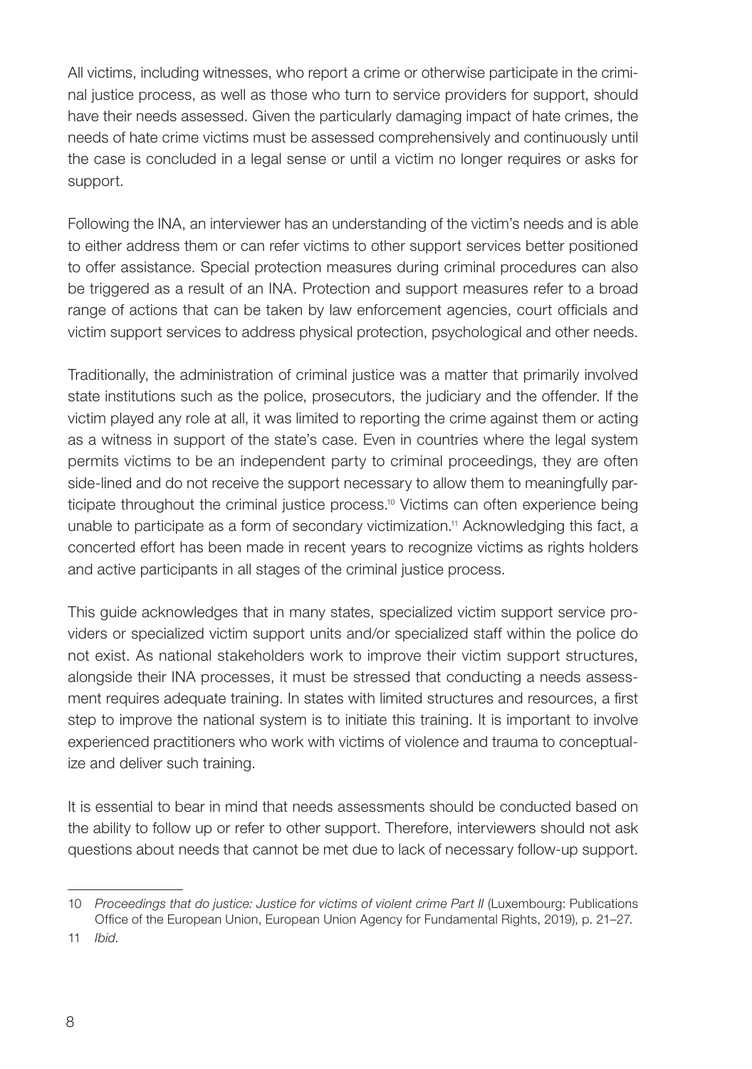All victims, including witnesses, who report a crime or otherwise participate in the criminal justice process, as well as those who turn to service providers for support, should have their needs assessed. Given the particularly damaging impact of hate crimes, the needs of hate crime victims must be assessed comprehensively and continuously until the case is concluded in a legal sense or until a victim no longer requires or asks for support.

Following the INA, an interviewer has an understanding of the victim's needs and is able to either address them or can refer victims to other support services better positioned to offer assistance. Special protection measures during criminal procedures can also be triggered as a result of an INA. Protection and support measures refer to a broad range of actions that can be taken by law enforcement agencies, court officials and victim support services to address physical protection, psychological and other needs.

Traditionally, the administration of criminal justice was a matter that primarily involved state institutions such as the police, prosecutors, the judiciary and the offender. If the victim played any role at all, it was limited to reporting the crime against them or acting as a witness in support of the state's case. Even in countries where the legal system permits victims to be an independent party to criminal proceedings, they are often side-lined and do not receive the support necessary to allow them to meaningfully participate throughout the criminal justice process.[10] Victims can often experience being unable to participate as a form of secondary victimization.[11] Acknowledging this fact, a concerted effort has been made in recent years to recognize victims as rights holders and active participants in all stages of the criminal justice process.

This guide acknowledges that in many states, specialized victim support service providers or specialized victim support units and/or specialized staff within the police do not exist. As national stakeholders work to improve their victim support structures, alongside their INA processes, it must be stressed that conducting a needs assessment requires adequate training. In states with limited structures and resources, a first step to improve the national system is to initiate this training. It is important to involve experienced practitioners who work with victims of violence and trauma to conceptualize and deliver such training.

It is essential to bear in mind that needs assessments should be conducted based on the ability to follow up or refer to other support. Therefore, interviewers should not ask questions about needs that cannot be met due to lack of necessary follow-up support.

---

10 *Proceedings that do justice: Justice for victims of violent crime Part II* (Luxembourg: Publications Office of the European Union, European Union Agency for Fundamental Rights, 2019), p. 21–27.

11 *Ibid*.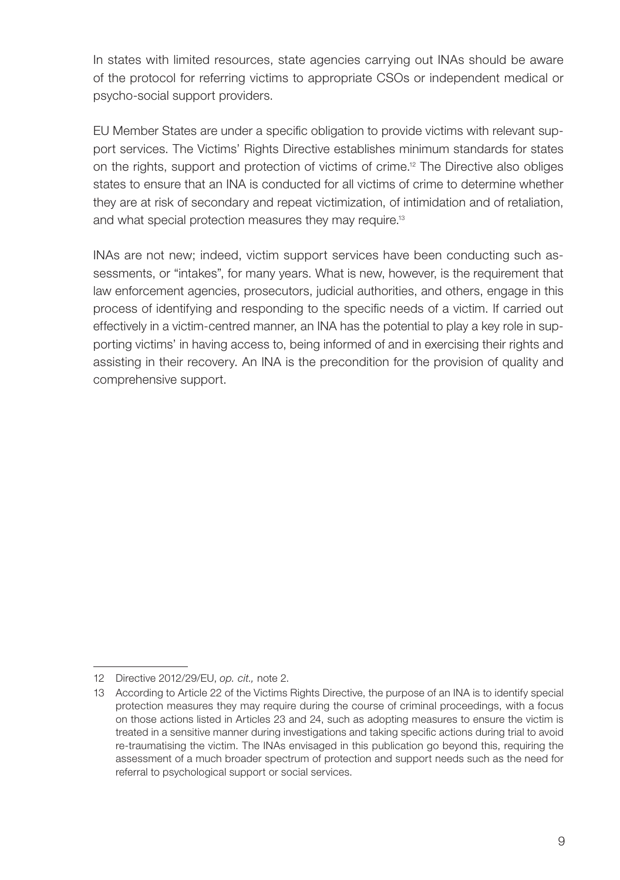In states with limited resources, state agencies carrying out INAs should be aware of the protocol for referring victims to appropriate CSOs or independent medical or psycho-social support providers.

EU Member States are under a specific obligation to provide victims with relevant support services. The Victims' Rights Directive establishes minimum standards for states on the rights, support and protection of victims of crime.[12] The Directive also obliges states to ensure that an INA is conducted for all victims of crime to determine whether they are at risk of secondary and repeat victimization, of intimidation and of retaliation, and what special protection measures they may require.[13]

INAs are not new; indeed, victim support services have been conducting such assessments, or "intakes", for many years. What is new, however, is the requirement that law enforcement agencies, prosecutors, judicial authorities, and others, engage in this process of identifying and responding to the specific needs of a victim. If carried out effectively in a victim-centred manner, an INA has the potential to play a key role in supporting victims' in having access to, being informed of and in exercising their rights and assisting in their recovery. An INA is the precondition for the provision of quality and comprehensive support.

---

12 Directive 2012/29/EU, *op. cit.,* note 2.

13 According to Article 22 of the Victims Rights Directive, the purpose of an INA is to identify special protection measures they may require during the course of criminal proceedings, with a focus on those actions listed in Articles 23 and 24, such as adopting measures to ensure the victim is treated in a sensitive manner during investigations and taking specific actions during trial to avoid re-traumatising the victim. The INAs envisaged in this publication go beyond this, requiring the assessment of a much broader spectrum of protection and support needs such as the need for referral to psychological support or social services.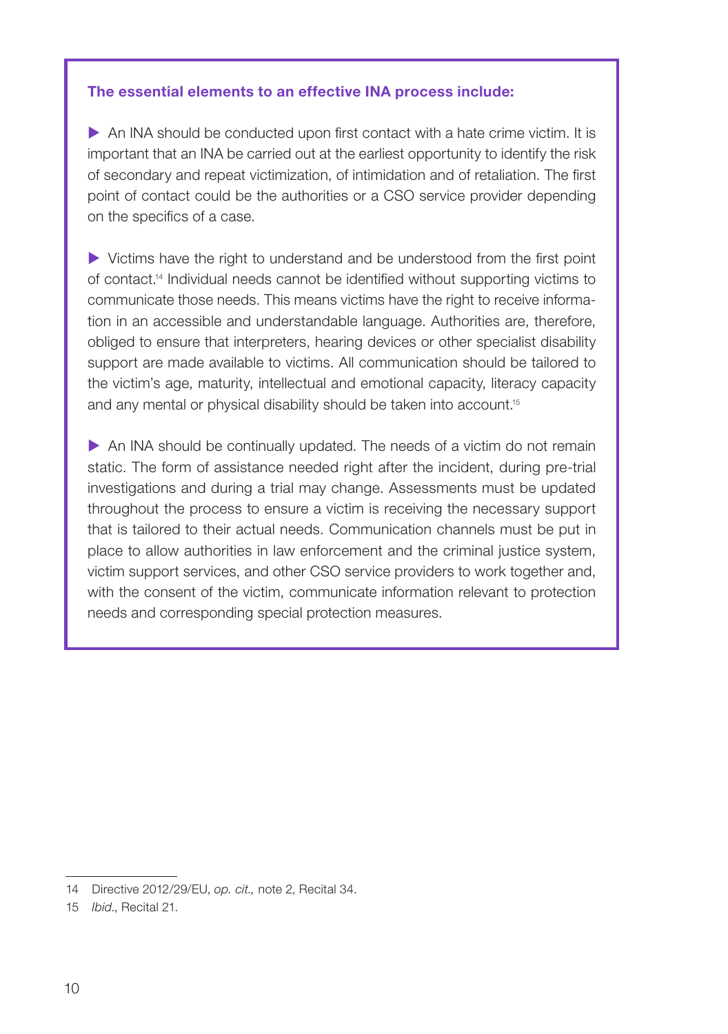**The essential elements to an effective INA process include:**

- An INA should be conducted upon first contact with a hate crime victim. It is important that an INA be carried out at the earliest opportunity to identify the risk of secondary and repeat victimization, of intimidation and of retaliation. The first point of contact could be the authorities or a CSO service provider depending on the specifics of a case.

- Victims have the right to understand and be understood from the first point of contact.[14] Individual needs cannot be identified without supporting victims to communicate those needs. This means victims have the right to receive information in an accessible and understandable language. Authorities are, therefore, obliged to ensure that interpreters, hearing devices or other specialist disability support are made available to victims. All communication should be tailored to the victim's age, maturity, intellectual and emotional capacity, literacy capacity and any mental or physical disability should be taken into account.[15]

- An INA should be continually updated. The needs of a victim do not remain static. The form of assistance needed right after the incident, during pre-trial investigations and during a trial may change. Assessments must be updated throughout the process to ensure a victim is receiving the necessary support that is tailored to their actual needs. Communication channels must be put in place to allow authorities in law enforcement and the criminal justice system, victim support services, and other CSO service providers to work together and, with the consent of the victim, communicate information relevant to protection needs and corresponding special protection measures.

---

14 Directive 2012/29/EU, *op. cit.,* note 2, Recital 34.

15 *Ibid*., Recital 21.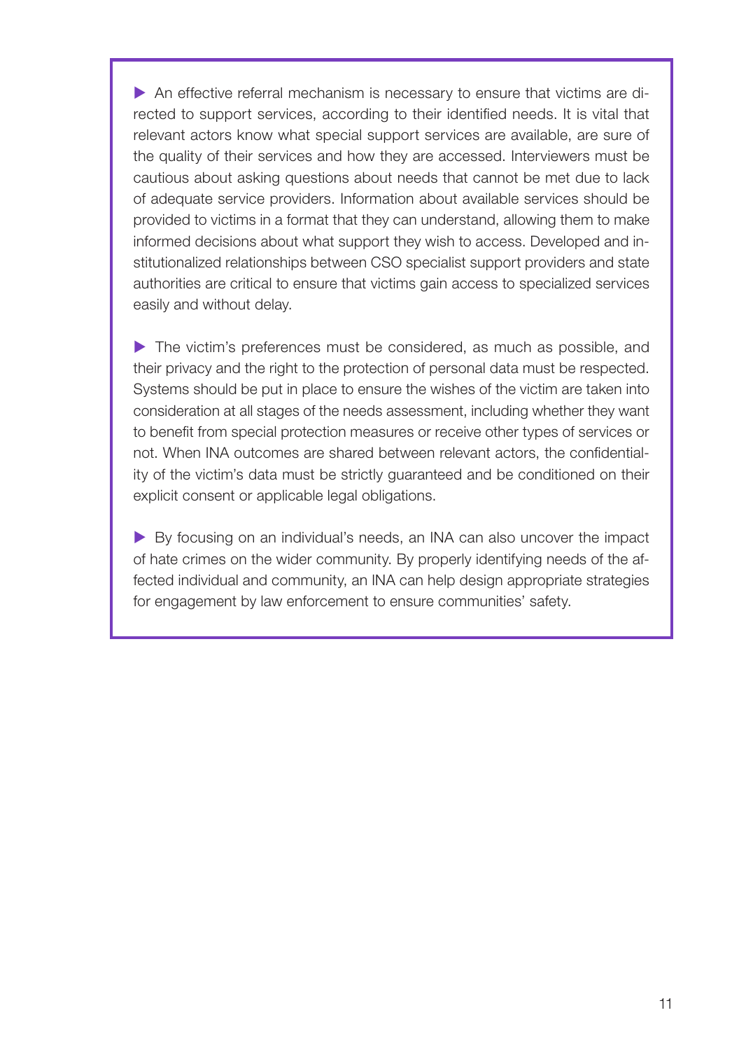- An effective referral mechanism is necessary to ensure that victims are directed to support services, according to their identified needs. It is vital that relevant actors know what special support services are available, are sure of the quality of their services and how they are accessed. Interviewers must be cautious about asking questions about needs that cannot be met due to lack of adequate service providers. Information about available services should be provided to victims in a format that they can understand, allowing them to make informed decisions about what support they wish to access. Developed and institutionalized relationships between CSO specialist support providers and state authorities are critical to ensure that victims gain access to specialized services easily and without delay.

- The victim's preferences must be considered, as much as possible, and their privacy and the right to the protection of personal data must be respected. Systems should be put in place to ensure the wishes of the victim are taken into consideration at all stages of the needs assessment, including whether they want to benefit from special protection measures or receive other types of services or not. When INA outcomes are shared between relevant actors, the confidentiality of the victim's data must be strictly guaranteed and be conditioned on their explicit consent or applicable legal obligations.

- By focusing on an individual's needs, an INA can also uncover the impact of hate crimes on the wider community. By properly identifying needs of the affected individual and community, an INA can help design appropriate strategies for engagement by law enforcement to ensure communities' safety.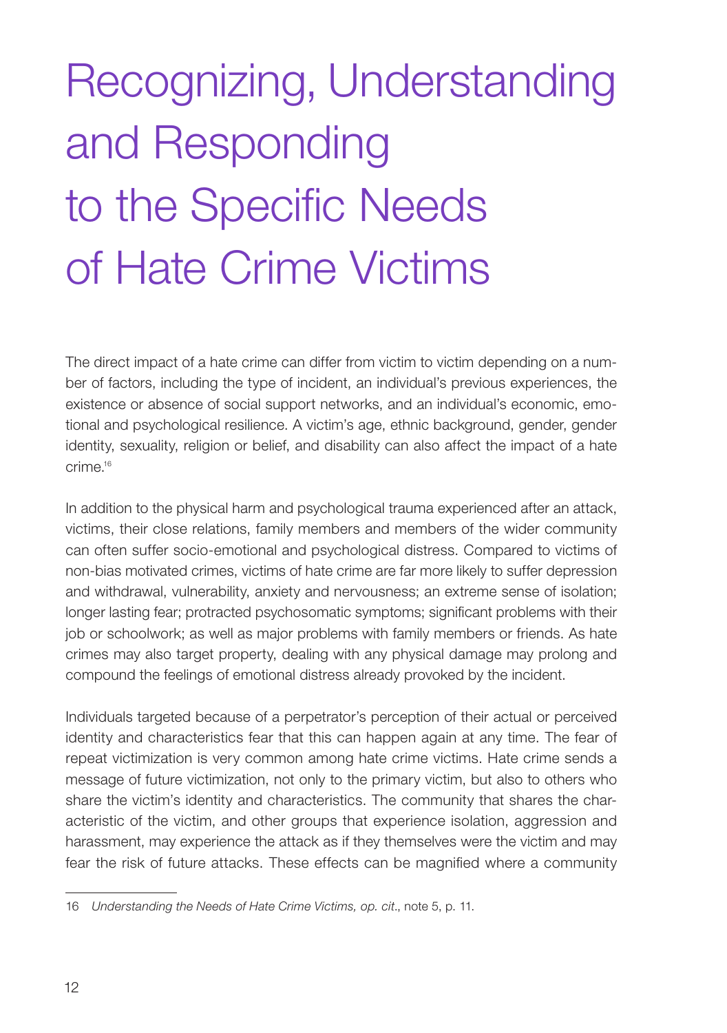# Recognizing, Understanding and Responding to the Specific Needs of Hate Crime Victims

The direct impact of a hate crime can differ from victim to victim depending on a number of factors, including the type of incident, an individual's previous experiences, the existence or absence of social support networks, and an individual's economic, emotional and psychological resilience. A victim's age, ethnic background, gender, gender identity, sexuality, religion or belief, and disability can also affect the impact of a hate crime.[16]

In addition to the physical harm and psychological trauma experienced after an attack, victims, their close relations, family members and members of the wider community can often suffer socio-emotional and psychological distress. Compared to victims of non-bias motivated crimes, victims of hate crime are far more likely to suffer depression and withdrawal, vulnerability, anxiety and nervousness; an extreme sense of isolation; longer lasting fear; protracted psychosomatic symptoms; significant problems with their job or schoolwork; as well as major problems with family members or friends. As hate crimes may also target property, dealing with any physical damage may prolong and compound the feelings of emotional distress already provoked by the incident.

Individuals targeted because of a perpetrator's perception of their actual or perceived identity and characteristics fear that this can happen again at any time. The fear of repeat victimization is very common among hate crime victims. Hate crime sends a message of future victimization, not only to the primary victim, but also to others who share the victim's identity and characteristics. The community that shares the characteristic of the victim, and other groups that experience isolation, aggression and harassment, may experience the attack as if they themselves were the victim and may fear the risk of future attacks. These effects can be magnified where a community

16 *Understanding the Needs of Hate Crime Victims, op. cit*., note 5, p. 11.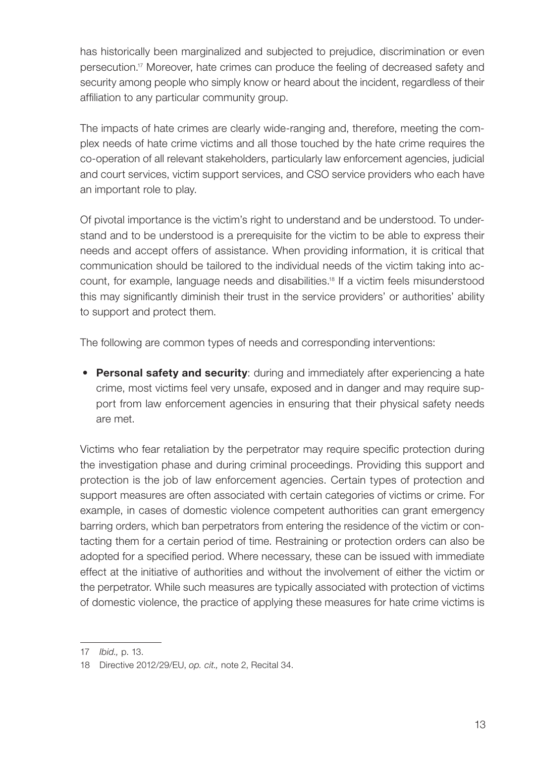has historically been marginalized and subjected to prejudice, discrimination or even persecution.[17] Moreover, hate crimes can produce the feeling of decreased safety and security among people who simply know or heard about the incident, regardless of their affiliation to any particular community group.

The impacts of hate crimes are clearly wide-ranging and, therefore, meeting the complex needs of hate crime victims and all those touched by the hate crime requires the co-operation of all relevant stakeholders, particularly law enforcement agencies, judicial and court services, victim support services, and CSO service providers who each have an important role to play.

Of pivotal importance is the victim's right to understand and be understood. To understand and to be understood is a prerequisite for the victim to be able to express their needs and accept offers of assistance. When providing information, it is critical that communication should be tailored to the individual needs of the victim taking into account, for example, language needs and disabilities.[18] If a victim feels misunderstood this may significantly diminish their trust in the service providers' or authorities' ability to support and protect them.

The following are common types of needs and corresponding interventions:

- **Personal safety and security**: during and immediately after experiencing a hate crime, most victims feel very unsafe, exposed and in danger and may require support from law enforcement agencies in ensuring that their physical safety needs are met.

Victims who fear retaliation by the perpetrator may require specific protection during the investigation phase and during criminal proceedings. Providing this support and protection is the job of law enforcement agencies. Certain types of protection and support measures are often associated with certain categories of victims or crime. For example, in cases of domestic violence competent authorities can grant emergency barring orders, which ban perpetrators from entering the residence of the victim or contacting them for a certain period of time. Restraining or protection orders can also be adopted for a specified period. Where necessary, these can be issued with immediate effect at the initiative of authorities and without the involvement of either the victim or the perpetrator. While such measures are typically associated with protection of victims of domestic violence, the practice of applying these measures for hate crime victims is

---

17 *Ibid.,* p. 13.

18 Directive 2012/29/EU, *op. cit.,* note 2, Recital 34.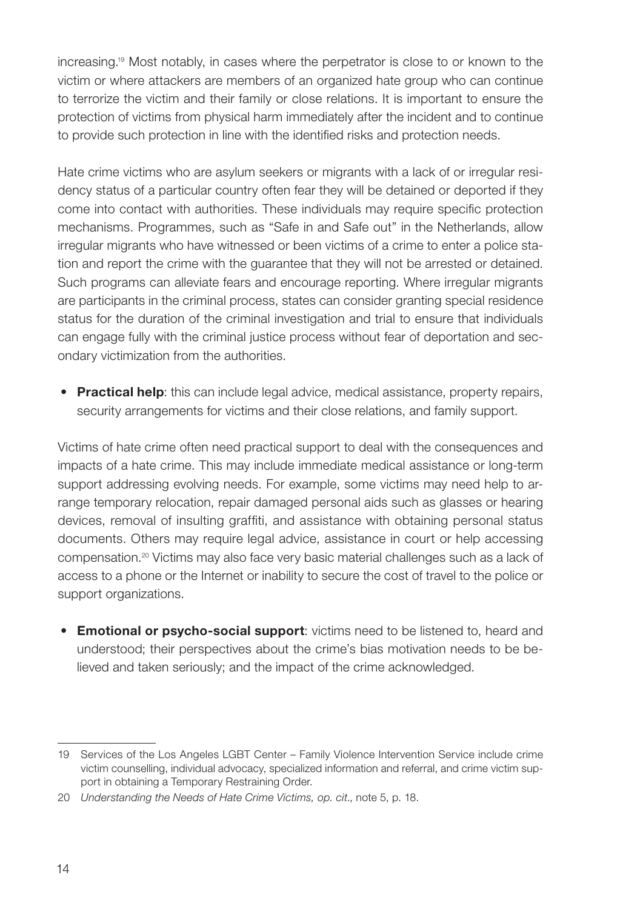increasing.[19] Most notably, in cases where the perpetrator is close to or known to the victim or where attackers are members of an organized hate group who can continue to terrorize the victim and their family or close relations. It is important to ensure the protection of victims from physical harm immediately after the incident and to continue to provide such protection in line with the identified risks and protection needs.

Hate crime victims who are asylum seekers or migrants with a lack of or irregular residency status of a particular country often fear they will be detained or deported if they come into contact with authorities. These individuals may require specific protection mechanisms. Programmes, such as "Safe in and Safe out" in the Netherlands, allow irregular migrants who have witnessed or been victims of a crime to enter a police station and report the crime with the guarantee that they will not be arrested or detained. Such programs can alleviate fears and encourage reporting. Where irregular migrants are participants in the criminal process, states can consider granting special residence status for the duration of the criminal investigation and trial to ensure that individuals can engage fully with the criminal justice process without fear of deportation and secondary victimization from the authorities.

- **Practical help**: this can include legal advice, medical assistance, property repairs, security arrangements for victims and their close relations, and family support.

Victims of hate crime often need practical support to deal with the consequences and impacts of a hate crime. This may include immediate medical assistance or long-term support addressing evolving needs. For example, some victims may need help to arrange temporary relocation, repair damaged personal aids such as glasses or hearing devices, removal of insulting graffiti, and assistance with obtaining personal status documents. Others may require legal advice, assistance in court or help accessing compensation.[20] Victims may also face very basic material challenges such as a lack of access to a phone or the Internet or inability to secure the cost of travel to the police or support organizations.

- **Emotional or psycho-social support**: victims need to be listened to, heard and understood; their perspectives about the crime's bias motivation needs to be believed and taken seriously; and the impact of the crime acknowledged.

---

19 Services of the Los Angeles LGBT Center – Family Violence Intervention Service include crime victim counselling, individual advocacy, specialized information and referral, and crime victim support in obtaining a Temporary Restraining Order.

20 *Understanding the Needs of Hate Crime Victims, op. cit*., note 5, p. 18.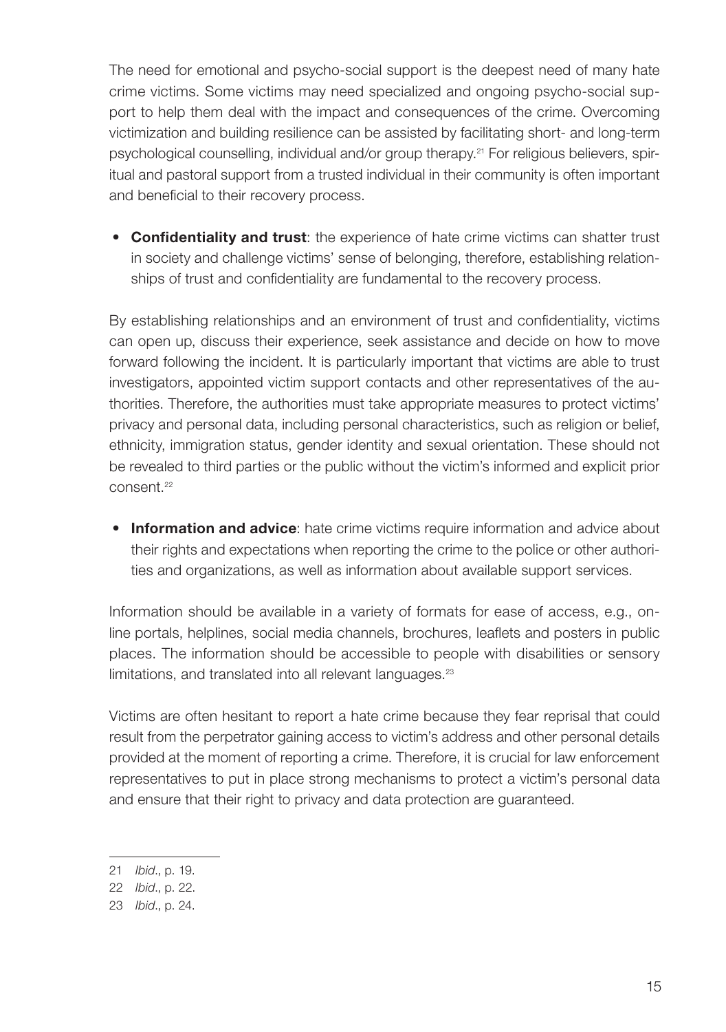The need for emotional and psycho-social support is the deepest need of many hate crime victims. Some victims may need specialized and ongoing psycho-social support to help them deal with the impact and consequences of the crime. Overcoming victimization and building resilience can be assisted by facilitating short- and long-term psychological counselling, individual and/or group therapy.[21] For religious believers, spiritual and pastoral support from a trusted individual in their community is often important and beneficial to their recovery process.

- **Confidentiality and trust**: the experience of hate crime victims can shatter trust in society and challenge victims' sense of belonging, therefore, establishing relationships of trust and confidentiality are fundamental to the recovery process.

By establishing relationships and an environment of trust and confidentiality, victims can open up, discuss their experience, seek assistance and decide on how to move forward following the incident. It is particularly important that victims are able to trust investigators, appointed victim support contacts and other representatives of the authorities. Therefore, the authorities must take appropriate measures to protect victims' privacy and personal data, including personal characteristics, such as religion or belief, ethnicity, immigration status, gender identity and sexual orientation. These should not be revealed to third parties or the public without the victim's informed and explicit prior consent.[22]

- **Information and advice**: hate crime victims require information and advice about their rights and expectations when reporting the crime to the police or other authorities and organizations, as well as information about available support services.

Information should be available in a variety of formats for ease of access, e.g., online portals, helplines, social media channels, brochures, leaflets and posters in public places. The information should be accessible to people with disabilities or sensory limitations, and translated into all relevant languages.[23]

Victims are often hesitant to report a hate crime because they fear reprisal that could result from the perpetrator gaining access to victim's address and other personal details provided at the moment of reporting a crime. Therefore, it is crucial for law enforcement representatives to put in place strong mechanisms to protect a victim's personal data and ensure that their right to privacy and data protection are guaranteed.

---

21 *Ibid*., p. 19.

22 *Ibid*., p. 22.

23 *Ibid*., p. 24.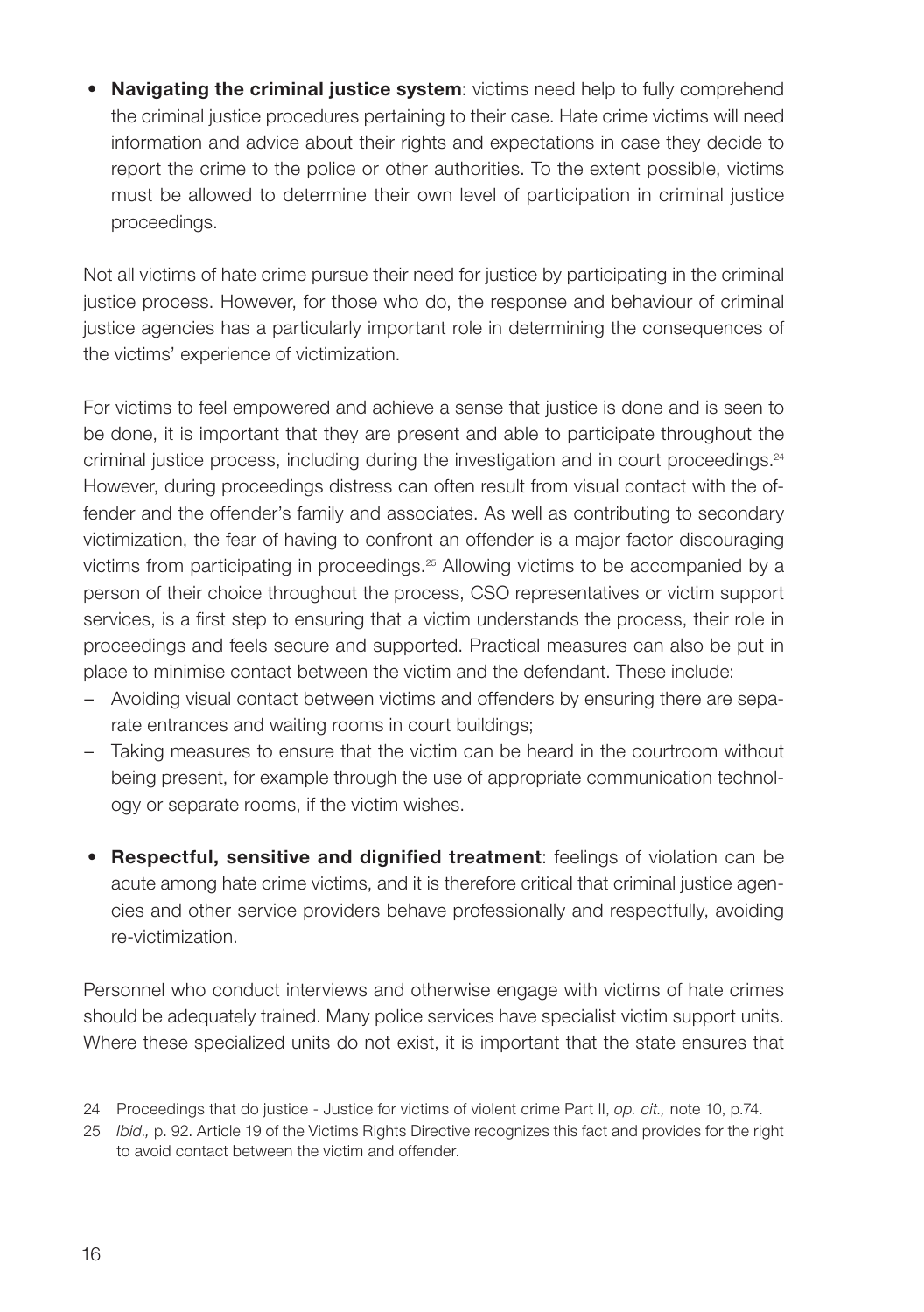- **Navigating the criminal justice system**: victims need help to fully comprehend the criminal justice procedures pertaining to their case. Hate crime victims will need information and advice about their rights and expectations in case they decide to report the crime to the police or other authorities. To the extent possible, victims must be allowed to determine their own level of participation in criminal justice proceedings.

Not all victims of hate crime pursue their need for justice by participating in the criminal justice process. However, for those who do, the response and behaviour of criminal justice agencies has a particularly important role in determining the consequences of the victims' experience of victimization.

For victims to feel empowered and achieve a sense that justice is done and is seen to be done, it is important that they are present and able to participate throughout the criminal justice process, including during the investigation and in court proceedings.[24] However, during proceedings distress can often result from visual contact with the offender and the offender's family and associates. As well as contributing to secondary victimization, the fear of having to confront an offender is a major factor discouraging victims from participating in proceedings.[25] Allowing victims to be accompanied by a person of their choice throughout the process, CSO representatives or victim support services, is a first step to ensuring that a victim understands the process, their role in proceedings and feels secure and supported. Practical measures can also be put in place to minimise contact between the victim and the defendant. These include:

- Avoiding visual contact between victims and offenders by ensuring there are separate entrances and waiting rooms in court buildings;
- Taking measures to ensure that the victim can be heard in the courtroom without being present, for example through the use of appropriate communication technology or separate rooms, if the victim wishes.

- **Respectful, sensitive and dignified treatment**: feelings of violation can be acute among hate crime victims, and it is therefore critical that criminal justice agencies and other service providers behave professionally and respectfully, avoiding re-victimization.

Personnel who conduct interviews and otherwise engage with victims of hate crimes should be adequately trained. Many police services have specialist victim support units. Where these specialized units do not exist, it is important that the state ensures that

---

24 Proceedings that do justice - Justice for victims of violent crime Part II, *op. cit.,* note 10, p.74.

25 *Ibid.,* p. 92. Article 19 of the Victims Rights Directive recognizes this fact and provides for the right to avoid contact between the victim and offender.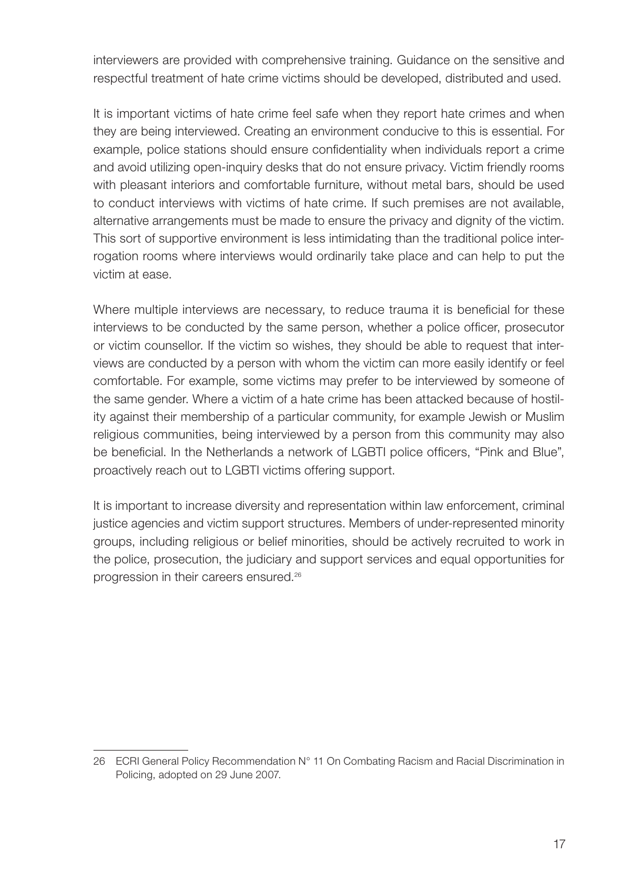interviewers are provided with comprehensive training. Guidance on the sensitive and respectful treatment of hate crime victims should be developed, distributed and used.

It is important victims of hate crime feel safe when they report hate crimes and when they are being interviewed. Creating an environment conducive to this is essential. For example, police stations should ensure confidentiality when individuals report a crime and avoid utilizing open-inquiry desks that do not ensure privacy. Victim friendly rooms with pleasant interiors and comfortable furniture, without metal bars, should be used to conduct interviews with victims of hate crime. If such premises are not available, alternative arrangements must be made to ensure the privacy and dignity of the victim. This sort of supportive environment is less intimidating than the traditional police interrogation rooms where interviews would ordinarily take place and can help to put the victim at ease.

Where multiple interviews are necessary, to reduce trauma it is beneficial for these interviews to be conducted by the same person, whether a police officer, prosecutor or victim counsellor. If the victim so wishes, they should be able to request that interviews are conducted by a person with whom the victim can more easily identify or feel comfortable. For example, some victims may prefer to be interviewed by someone of the same gender. Where a victim of a hate crime has been attacked because of hostility against their membership of a particular community, for example Jewish or Muslim religious communities, being interviewed by a person from this community may also be beneficial. In the Netherlands a network of LGBTI police officers, "Pink and Blue", proactively reach out to LGBTI victims offering support.

It is important to increase diversity and representation within law enforcement, criminal justice agencies and victim support structures. Members of under-represented minority groups, including religious or belief minorities, should be actively recruited to work in the police, prosecution, the judiciary and support services and equal opportunities for progression in their careers ensured.[26]

---

26 ECRI General Policy Recommendation N° 11 On Combating Racism and Racial Discrimination in Policing, adopted on 29 June 2007.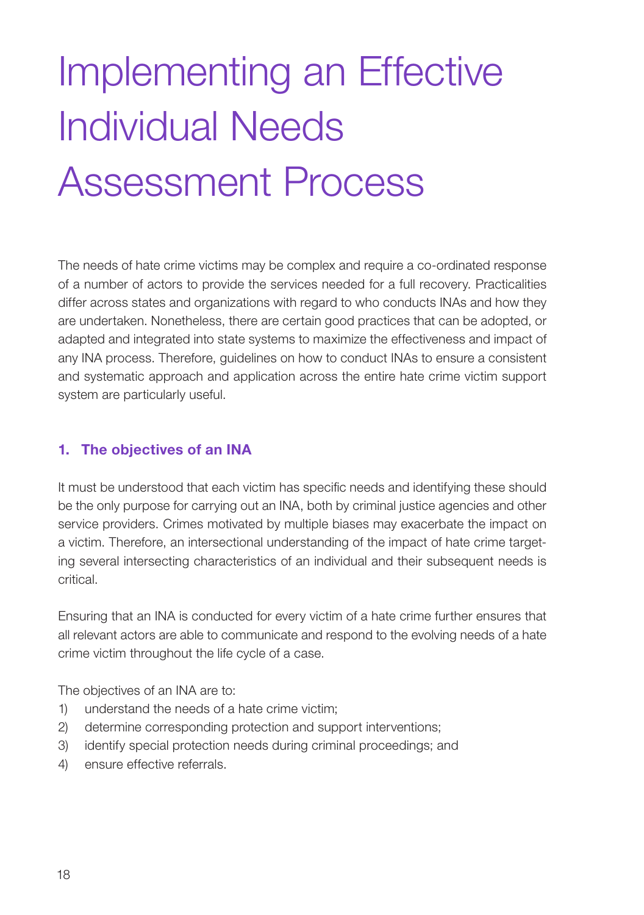# Implementing an Effective Individual Needs Assessment Process

The needs of hate crime victims may be complex and require a co-ordinated response of a number of actors to provide the services needed for a full recovery. Practicalities differ across states and organizations with regard to who conducts INAs and how they are undertaken. Nonetheless, there are certain good practices that can be adopted, or adapted and integrated into state systems to maximize the effectiveness and impact of any INA process. Therefore, guidelines on how to conduct INAs to ensure a consistent and systematic approach and application across the entire hate crime victim support system are particularly useful.

## 1. The objectives of an INA

It must be understood that each victim has specific needs and identifying these should be the only purpose for carrying out an INA, both by criminal justice agencies and other service providers. Crimes motivated by multiple biases may exacerbate the impact on a victim. Therefore, an intersectional understanding of the impact of hate crime targeting several intersecting characteristics of an individual and their subsequent needs is critical.

Ensuring that an INA is conducted for every victim of a hate crime further ensures that all relevant actors are able to communicate and respond to the evolving needs of a hate crime victim throughout the life cycle of a case.

The objectives of an INA are to:

1) understand the needs of a hate crime victim;
2) determine corresponding protection and support interventions;
3) identify special protection needs during criminal proceedings; and
4) ensure effective referrals.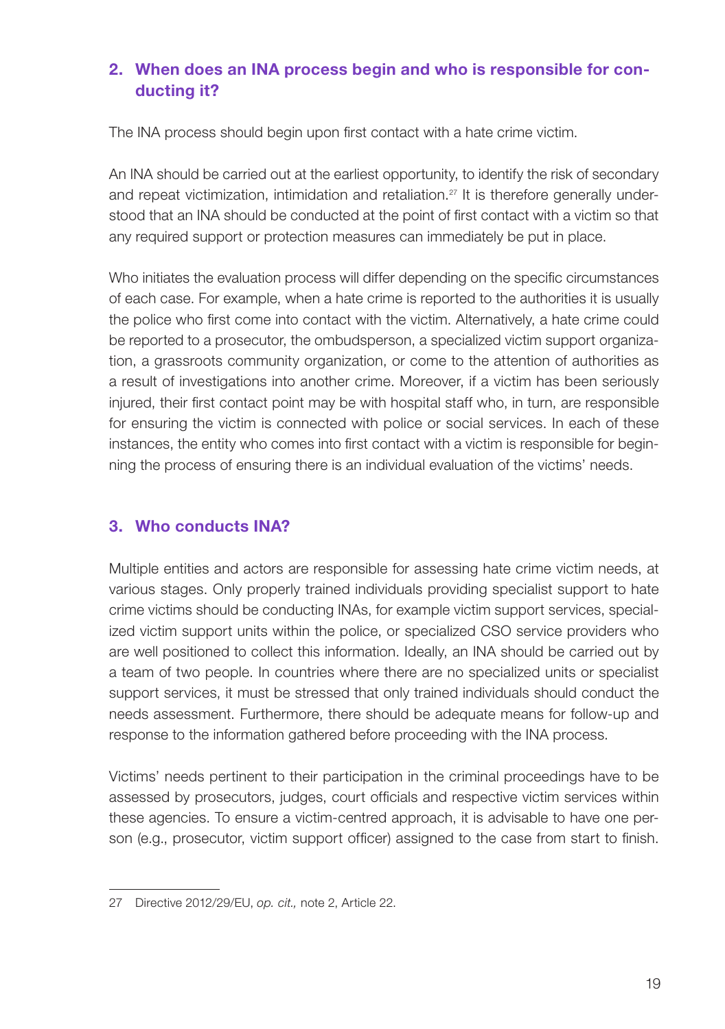## 2. When does an INA process begin and who is responsible for conducting it?

The INA process should begin upon first contact with a hate crime victim.

An INA should be carried out at the earliest opportunity, to identify the risk of secondary and repeat victimization, intimidation and retaliation.[27] It is therefore generally understood that an INA should be conducted at the point of first contact with a victim so that any required support or protection measures can immediately be put in place.

Who initiates the evaluation process will differ depending on the specific circumstances of each case. For example, when a hate crime is reported to the authorities it is usually the police who first come into contact with the victim. Alternatively, a hate crime could be reported to a prosecutor, the ombudsperson, a specialized victim support organization, a grassroots community organization, or come to the attention of authorities as a result of investigations into another crime. Moreover, if a victim has been seriously injured, their first contact point may be with hospital staff who, in turn, are responsible for ensuring the victim is connected with police or social services. In each of these instances, the entity who comes into first contact with a victim is responsible for beginning the process of ensuring there is an individual evaluation of the victims' needs.

## 3. Who conducts INA?

Multiple entities and actors are responsible for assessing hate crime victim needs, at various stages. Only properly trained individuals providing specialist support to hate crime victims should be conducting INAs, for example victim support services, specialized victim support units within the police, or specialized CSO service providers who are well positioned to collect this information. Ideally, an INA should be carried out by a team of two people. In countries where there are no specialized units or specialist support services, it must be stressed that only trained individuals should conduct the needs assessment. Furthermore, there should be adequate means for follow-up and response to the information gathered before proceeding with the INA process.

Victims' needs pertinent to their participation in the criminal proceedings have to be assessed by prosecutors, judges, court officials and respective victim services within these agencies. To ensure a victim-centred approach, it is advisable to have one person (e.g., prosecutor, victim support officer) assigned to the case from start to finish.

---

27 Directive 2012/29/EU, *op. cit.,* note 2, Article 22.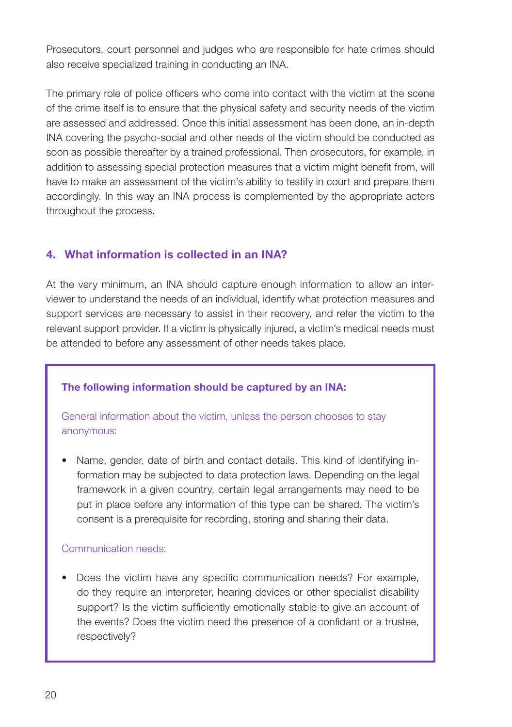Prosecutors, court personnel and judges who are responsible for hate crimes should also receive specialized training in conducting an INA.

The primary role of police officers who come into contact with the victim at the scene of the crime itself is to ensure that the physical safety and security needs of the victim are assessed and addressed. Once this initial assessment has been done, an in-depth INA covering the psycho-social and other needs of the victim should be conducted as soon as possible thereafter by a trained professional. Then prosecutors, for example, in addition to assessing special protection measures that a victim might benefit from, will have to make an assessment of the victim's ability to testify in court and prepare them accordingly. In this way an INA process is complemented by the appropriate actors throughout the process.

## 4. What information is collected in an INA?

At the very minimum, an INA should capture enough information to allow an interviewer to understand the needs of an individual, identify what protection measures and support services are necessary to assist in their recovery, and refer the victim to the relevant support provider. If a victim is physically injured, a victim's medical needs must be attended to before any assessment of other needs takes place.

**The following information should be captured by an INA:**

General information about the victim, unless the person chooses to stay anonymous:

- Name, gender, date of birth and contact details. This kind of identifying information may be subjected to data protection laws. Depending on the legal framework in a given country, certain legal arrangements may need to be put in place before any information of this type can be shared. The victim's consent is a prerequisite for recording, storing and sharing their data.

Communication needs:

- Does the victim have any specific communication needs? For example, do they require an interpreter, hearing devices or other specialist disability support? Is the victim sufficiently emotionally stable to give an account of the events? Does the victim need the presence of a confidant or a trustee, respectively?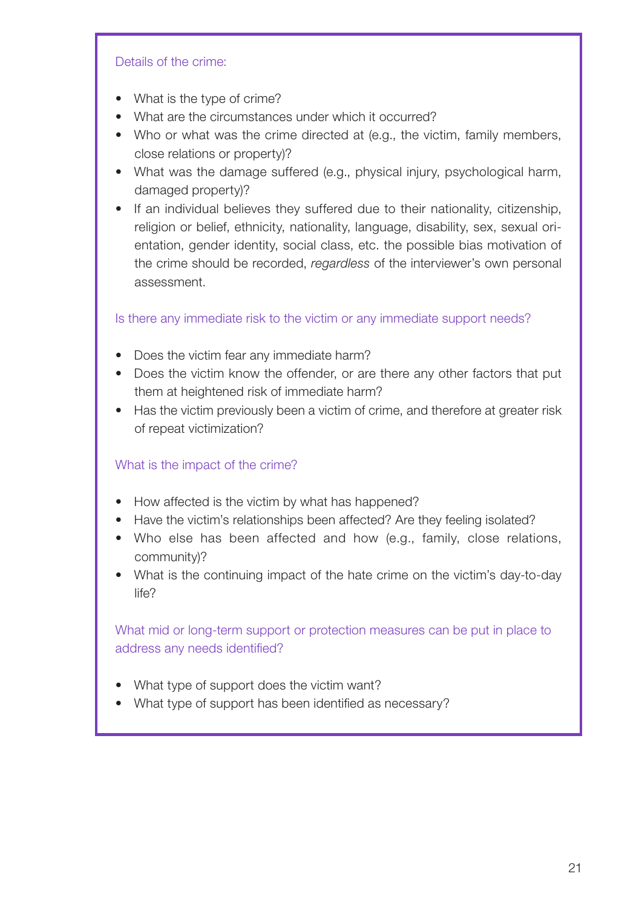Details of the crime:

- What is the type of crime?
- What are the circumstances under which it occurred?
- Who or what was the crime directed at (e.g., the victim, family members, close relations or property)?
- What was the damage suffered (e.g., physical injury, psychological harm, damaged property)?
- If an individual believes they suffered due to their nationality, citizenship, religion or belief, ethnicity, nationality, language, disability, sex, sexual orientation, gender identity, social class, etc. the possible bias motivation of the crime should be recorded, *regardless* of the interviewer's own personal assessment.

Is there any immediate risk to the victim or any immediate support needs?

- Does the victim fear any immediate harm?
- Does the victim know the offender, or are there any other factors that put them at heightened risk of immediate harm?
- Has the victim previously been a victim of crime, and therefore at greater risk of repeat victimization?

What is the impact of the crime?

- How affected is the victim by what has happened?
- Have the victim's relationships been affected? Are they feeling isolated?
- Who else has been affected and how (e.g., family, close relations, community)?
- What is the continuing impact of the hate crime on the victim's day-to-day life?

What mid or long-term support or protection measures can be put in place to address any needs identified?

- What type of support does the victim want?
- What type of support has been identified as necessary?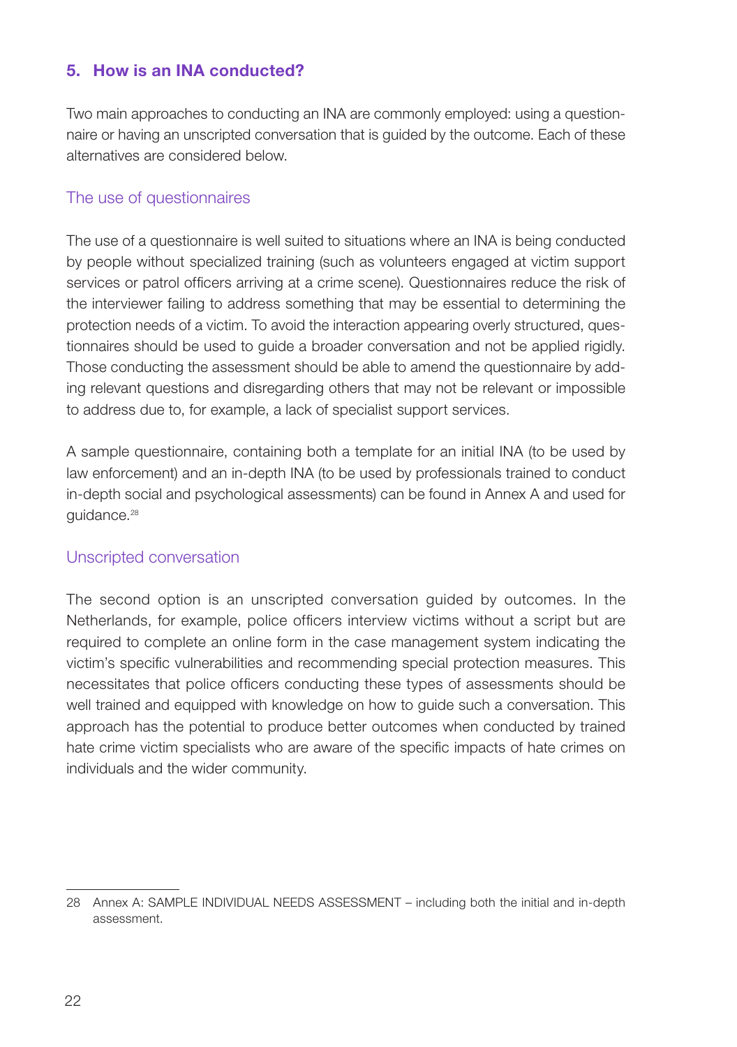## 5. How is an INA conducted?

Two main approaches to conducting an INA are commonly employed: using a questionnaire or having an unscripted conversation that is guided by the outcome. Each of these alternatives are considered below.

### The use of questionnaires

The use of a questionnaire is well suited to situations where an INA is being conducted by people without specialized training (such as volunteers engaged at victim support services or patrol officers arriving at a crime scene). Questionnaires reduce the risk of the interviewer failing to address something that may be essential to determining the protection needs of a victim. To avoid the interaction appearing overly structured, questionnaires should be used to guide a broader conversation and not be applied rigidly. Those conducting the assessment should be able to amend the questionnaire by adding relevant questions and disregarding others that may not be relevant or impossible to address due to, for example, a lack of specialist support services.

A sample questionnaire, containing both a template for an initial INA (to be used by law enforcement) and an in-depth INA (to be used by professionals trained to conduct in-depth social and psychological assessments) can be found in Annex A and used for guidance.[28]

### Unscripted conversation

The second option is an unscripted conversation guided by outcomes. In the Netherlands, for example, police officers interview victims without a script but are required to complete an online form in the case management system indicating the victim's specific vulnerabilities and recommending special protection measures. This necessitates that police officers conducting these types of assessments should be well trained and equipped with knowledge on how to guide such a conversation. This approach has the potential to produce better outcomes when conducted by trained hate crime victim specialists who are aware of the specific impacts of hate crimes on individuals and the wider community.

---

28 Annex A: SAMPLE INDIVIDUAL NEEDS ASSESSMENT – including both the initial and in-depth assessment.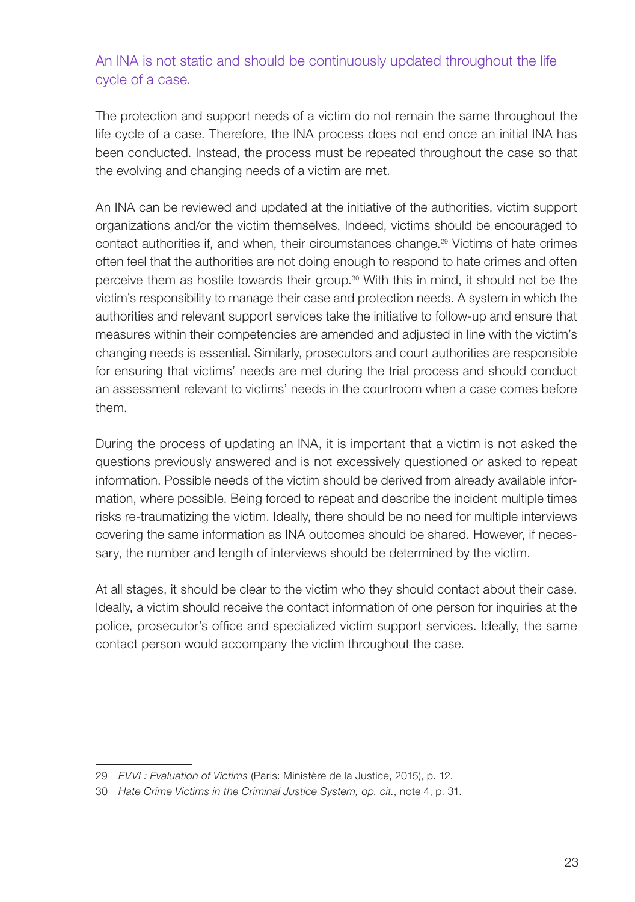### An INA is not static and should be continuously updated throughout the life cycle of a case.

The protection and support needs of a victim do not remain the same throughout the life cycle of a case. Therefore, the INA process does not end once an initial INA has been conducted. Instead, the process must be repeated throughout the case so that the evolving and changing needs of a victim are met.

An INA can be reviewed and updated at the initiative of the authorities, victim support organizations and/or the victim themselves. Indeed, victims should be encouraged to contact authorities if, and when, their circumstances change.[29] Victims of hate crimes often feel that the authorities are not doing enough to respond to hate crimes and often perceive them as hostile towards their group.[30] With this in mind, it should not be the victim's responsibility to manage their case and protection needs. A system in which the authorities and relevant support services take the initiative to follow-up and ensure that measures within their competencies are amended and adjusted in line with the victim's changing needs is essential. Similarly, prosecutors and court authorities are responsible for ensuring that victims' needs are met during the trial process and should conduct an assessment relevant to victims' needs in the courtroom when a case comes before them.

During the process of updating an INA, it is important that a victim is not asked the questions previously answered and is not excessively questioned or asked to repeat information. Possible needs of the victim should be derived from already available information, where possible. Being forced to repeat and describe the incident multiple times risks re-traumatizing the victim. Ideally, there should be no need for multiple interviews covering the same information as INA outcomes should be shared. However, if necessary, the number and length of interviews should be determined by the victim.

At all stages, it should be clear to the victim who they should contact about their case. Ideally, a victim should receive the contact information of one person for inquiries at the police, prosecutor's office and specialized victim support services. Ideally, the same contact person would accompany the victim throughout the case.

---

29 *EVVI : Evaluation of Victims* (Paris: Ministère de la Justice, 2015), p. 12.

30 *Hate Crime Victims in the Criminal Justice System, op. cit.*, note 4, p. 31.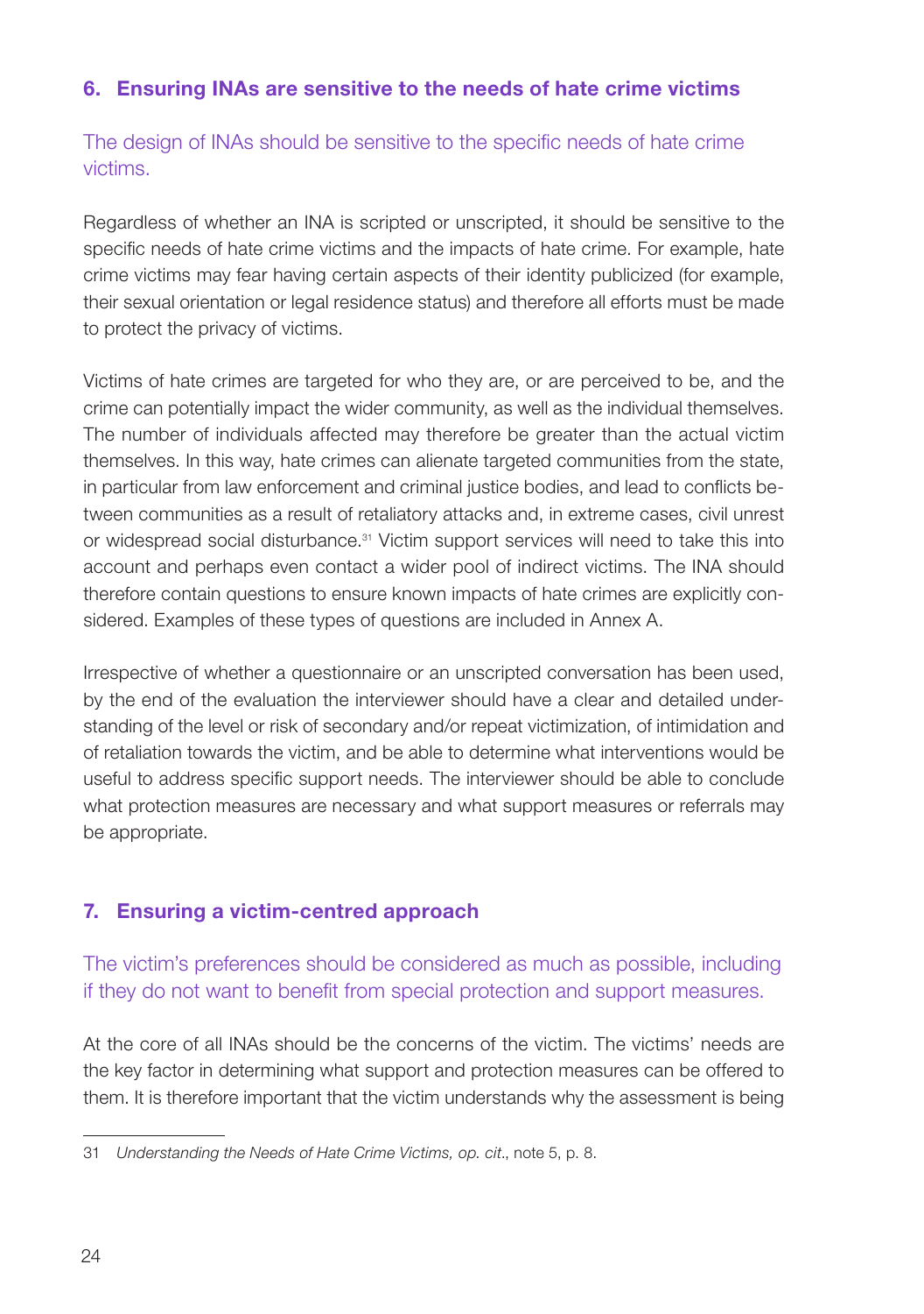## 6. Ensuring INAs are sensitive to the needs of hate crime victims

The design of INAs should be sensitive to the specific needs of hate crime victims.

Regardless of whether an INA is scripted or unscripted, it should be sensitive to the specific needs of hate crime victims and the impacts of hate crime. For example, hate crime victims may fear having certain aspects of their identity publicized (for example, their sexual orientation or legal residence status) and therefore all efforts must be made to protect the privacy of victims.

Victims of hate crimes are targeted for who they are, or are perceived to be, and the crime can potentially impact the wider community, as well as the individual themselves. The number of individuals affected may therefore be greater than the actual victim themselves. In this way, hate crimes can alienate targeted communities from the state, in particular from law enforcement and criminal justice bodies, and lead to conflicts between communities as a result of retaliatory attacks and, in extreme cases, civil unrest or widespread social disturbance.[31] Victim support services will need to take this into account and perhaps even contact a wider pool of indirect victims. The INA should therefore contain questions to ensure known impacts of hate crimes are explicitly considered. Examples of these types of questions are included in Annex A.

Irrespective of whether a questionnaire or an unscripted conversation has been used, by the end of the evaluation the interviewer should have a clear and detailed understanding of the level or risk of secondary and/or repeat victimization, of intimidation and of retaliation towards the victim, and be able to determine what interventions would be useful to address specific support needs. The interviewer should be able to conclude what protection measures are necessary and what support measures or referrals may be appropriate.

## 7. Ensuring a victim-centred approach

The victim's preferences should be considered as much as possible, including if they do not want to benefit from special protection and support measures.

At the core of all INAs should be the concerns of the victim. The victims' needs are the key factor in determining what support and protection measures can be offered to them. It is therefore important that the victim understands why the assessment is being

---

31 *Understanding the Needs of Hate Crime Victims, op. cit*., note 5, p. 8.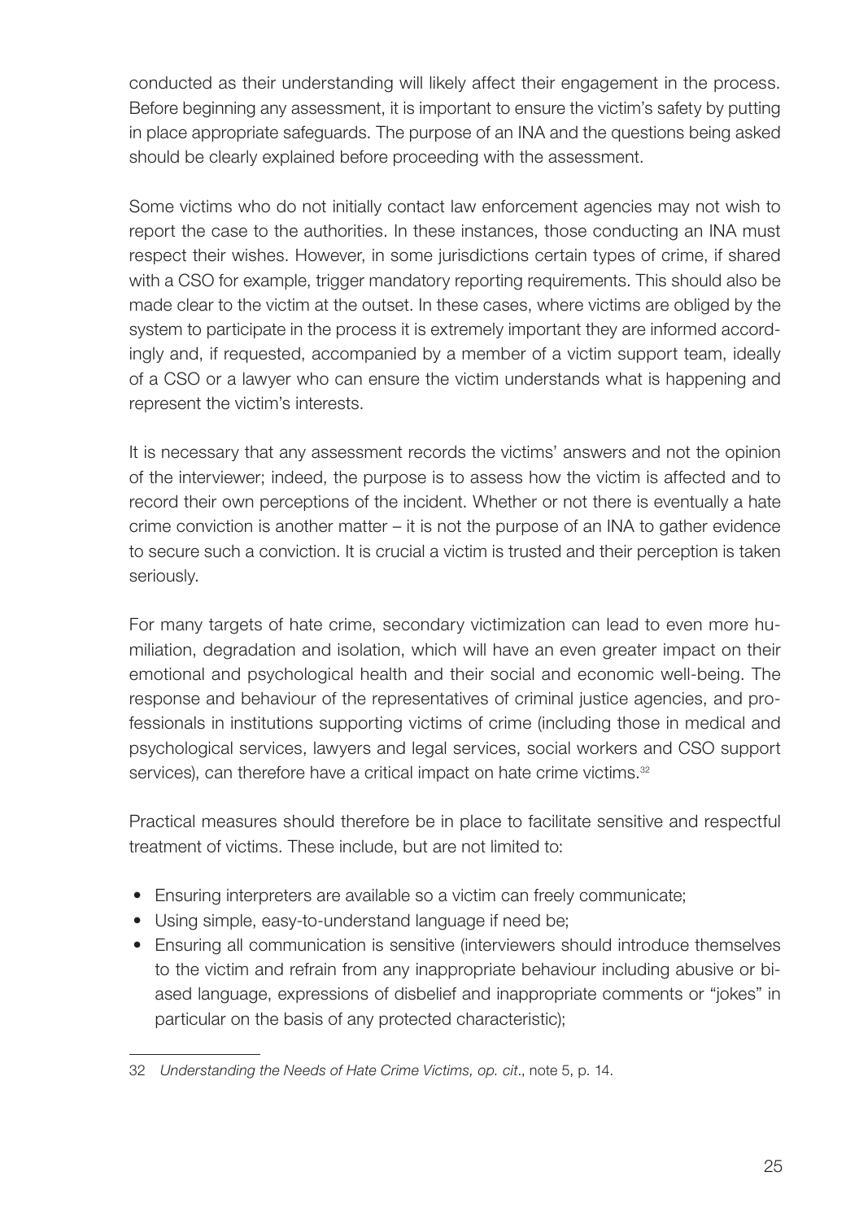conducted as their understanding will likely affect their engagement in the process. Before beginning any assessment, it is important to ensure the victim's safety by putting in place appropriate safeguards. The purpose of an INA and the questions being asked should be clearly explained before proceeding with the assessment.

Some victims who do not initially contact law enforcement agencies may not wish to report the case to the authorities. In these instances, those conducting an INA must respect their wishes. However, in some jurisdictions certain types of crime, if shared with a CSO for example, trigger mandatory reporting requirements. This should also be made clear to the victim at the outset. In these cases, where victims are obliged by the system to participate in the process it is extremely important they are informed accordingly and, if requested, accompanied by a member of a victim support team, ideally of a CSO or a lawyer who can ensure the victim understands what is happening and represent the victim's interests.

It is necessary that any assessment records the victims' answers and not the opinion of the interviewer; indeed, the purpose is to assess how the victim is affected and to record their own perceptions of the incident. Whether or not there is eventually a hate crime conviction is another matter – it is not the purpose of an INA to gather evidence to secure such a conviction. It is crucial a victim is trusted and their perception is taken seriously.

For many targets of hate crime, secondary victimization can lead to even more humiliation, degradation and isolation, which will have an even greater impact on their emotional and psychological health and their social and economic well-being. The response and behaviour of the representatives of criminal justice agencies, and professionals in institutions supporting victims of crime (including those in medical and psychological services, lawyers and legal services, social workers and CSO support services), can therefore have a critical impact on hate crime victims.[32]

Practical measures should therefore be in place to facilitate sensitive and respectful treatment of victims. These include, but are not limited to:

- Ensuring interpreters are available so a victim can freely communicate;
- Using simple, easy-to-understand language if need be;
- Ensuring all communication is sensitive (interviewers should introduce themselves to the victim and refrain from any inappropriate behaviour including abusive or biased language, expressions of disbelief and inappropriate comments or "jokes" in particular on the basis of any protected characteristic);

---

32 *Understanding the Needs of Hate Crime Victims, op. cit*., note 5, p. 14.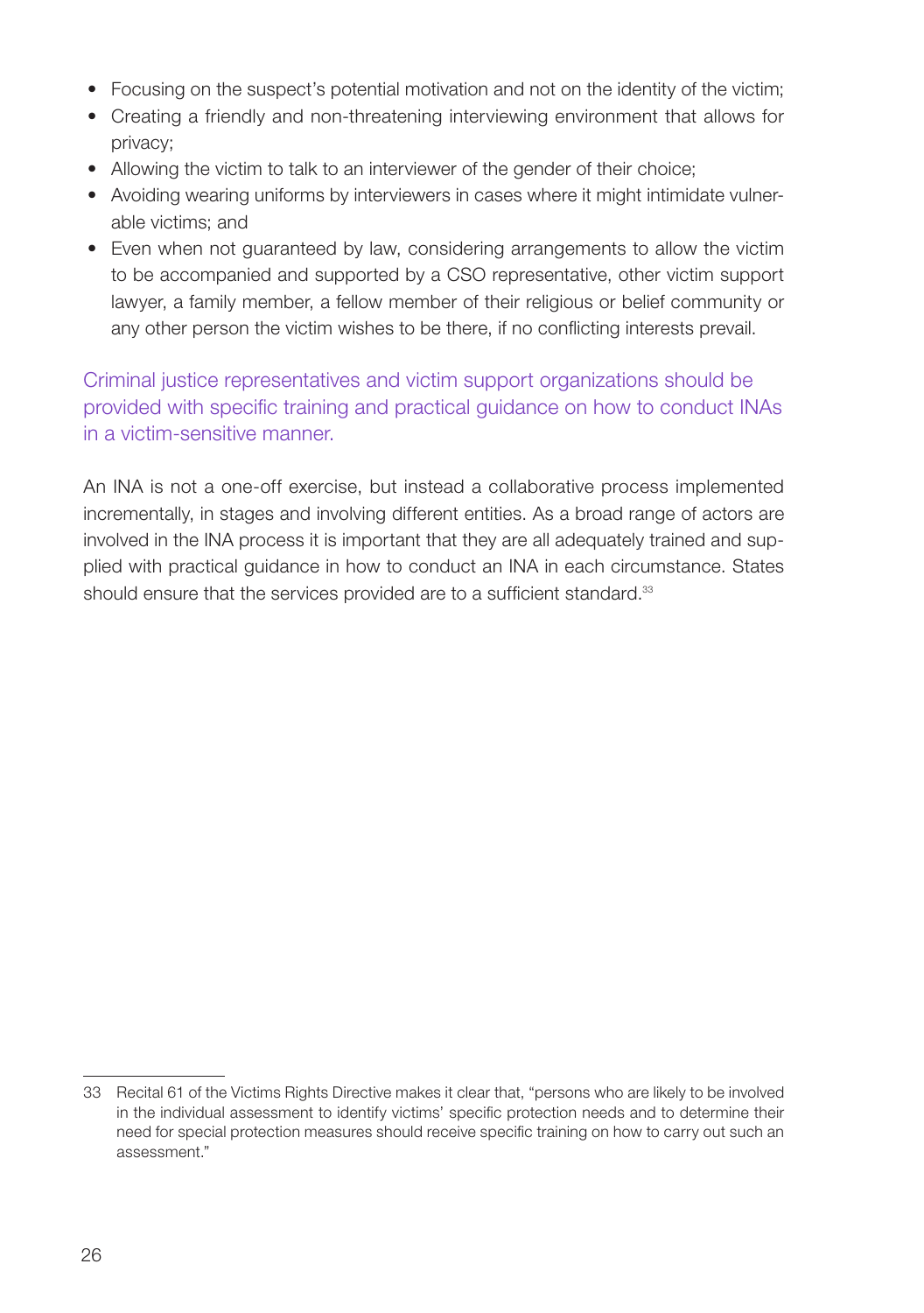- Focusing on the suspect's potential motivation and not on the identity of the victim;
- Creating a friendly and non-threatening interviewing environment that allows for privacy;
- Allowing the victim to talk to an interviewer of the gender of their choice;
- Avoiding wearing uniforms by interviewers in cases where it might intimidate vulnerable victims; and
- Even when not guaranteed by law, considering arrangements to allow the victim to be accompanied and supported by a CSO representative, other victim support lawyer, a family member, a fellow member of their religious or belief community or any other person the victim wishes to be there, if no conflicting interests prevail.

### Criminal justice representatives and victim support organizations should be provided with specific training and practical guidance on how to conduct INAs in a victim-sensitive manner.

An INA is not a one-off exercise, but instead a collaborative process implemented incrementally, in stages and involving different entities. As a broad range of actors are involved in the INA process it is important that they are all adequately trained and supplied with practical guidance in how to conduct an INA in each circumstance. States should ensure that the services provided are to a sufficient standard.[33]

---

33 Recital 61 of the Victims Rights Directive makes it clear that, "persons who are likely to be involved in the individual assessment to identify victims' specific protection needs and to determine their need for special protection measures should receive specific training on how to carry out such an assessment."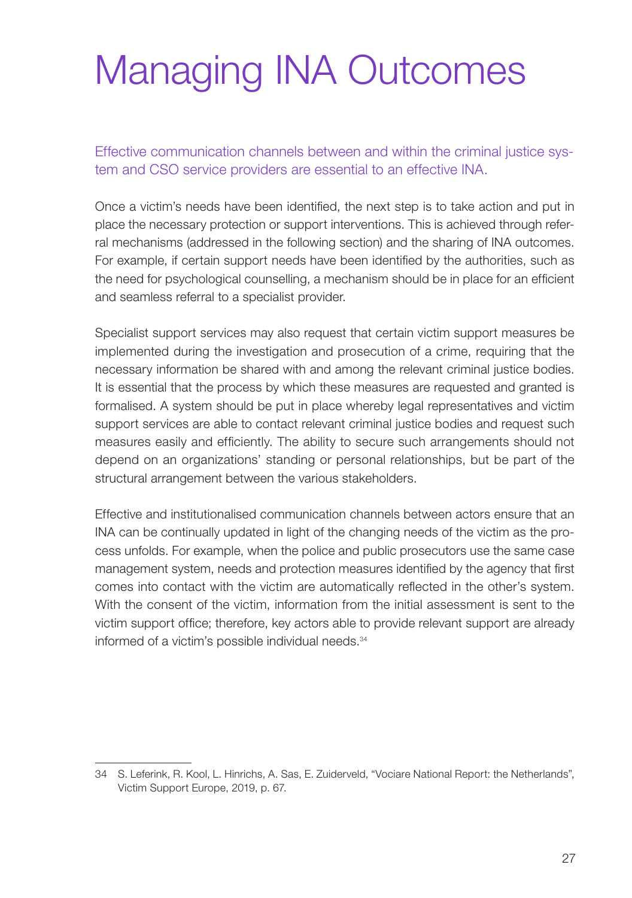# Managing INA Outcomes

Effective communication channels between and within the criminal justice system and CSO service providers are essential to an effective INA.

Once a victim's needs have been identified, the next step is to take action and put in place the necessary protection or support interventions. This is achieved through referral mechanisms (addressed in the following section) and the sharing of INA outcomes. For example, if certain support needs have been identified by the authorities, such as the need for psychological counselling, a mechanism should be in place for an efficient and seamless referral to a specialist provider.

Specialist support services may also request that certain victim support measures be implemented during the investigation and prosecution of a crime, requiring that the necessary information be shared with and among the relevant criminal justice bodies. It is essential that the process by which these measures are requested and granted is formalised. A system should be put in place whereby legal representatives and victim support services are able to contact relevant criminal justice bodies and request such measures easily and efficiently. The ability to secure such arrangements should not depend on an organizations' standing or personal relationships, but be part of the structural arrangement between the various stakeholders.

Effective and institutionalised communication channels between actors ensure that an INA can be continually updated in light of the changing needs of the victim as the process unfolds. For example, when the police and public prosecutors use the same case management system, needs and protection measures identified by the agency that first comes into contact with the victim are automatically reflected in the other's system. With the consent of the victim, information from the initial assessment is sent to the victim support office; therefore, key actors able to provide relevant support are already informed of a victim's possible individual needs.[34]

---

34 S. Leferink, R. Kool, L. Hinrichs, A. Sas, E. Zuiderveld, "Vociare National Report: the Netherlands", Victim Support Europe, 2019, p. 67.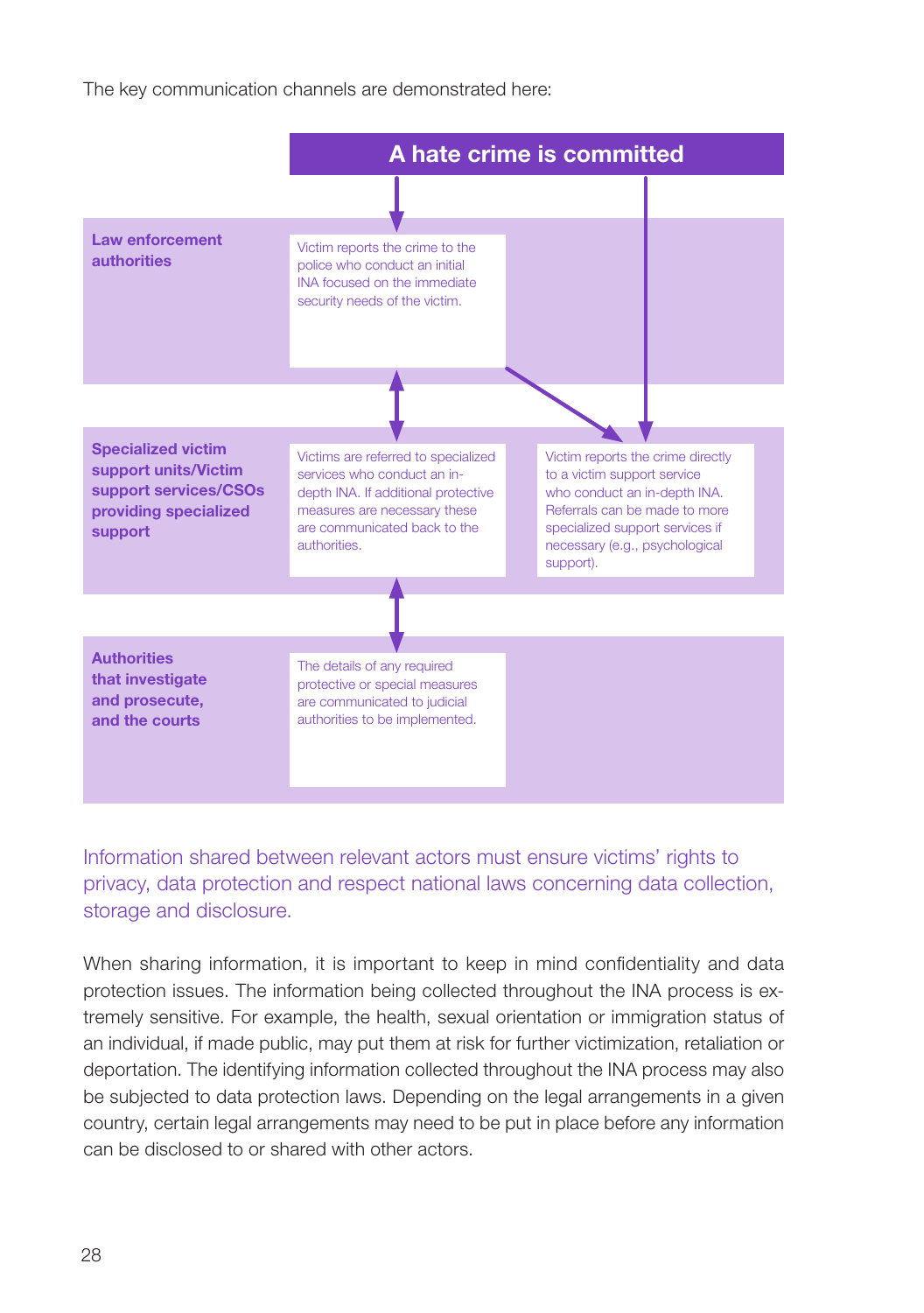The key communication channels are demonstrated here:

**A hate crime is committed**

| | | |
|---|---|---|
| **Law enforcement authorities** | Victim reports the crime to the police who conduct an initial INA focused on the immediate security needs of the victim. | |
| **Specialized victim support units/Victim support services/CSOs providing specialized support** | Victims are referred to specialized services who conduct an in-depth INA. If additional protective measures are necessary these are communicated back to the authorities. | Victim reports the crime directly to a victim support service who conduct an in-depth INA. Referrals can be made to more specialized support services if necessary (e.g., psychological support). |
| **Authorities that investigate and prosecute, and the courts** | The details of any required protective or special measures are communicated to judicial authorities to be implemented. | |

Information shared between relevant actors must ensure victims' rights to privacy, data protection and respect national laws concerning data collection, storage and disclosure.

When sharing information, it is important to keep in mind confidentiality and data protection issues. The information being collected throughout the INA process is extremely sensitive. For example, the health, sexual orientation or immigration status of an individual, if made public, may put them at risk for further victimization, retaliation or deportation. The identifying information collected throughout the INA process may also be subjected to data protection laws. Depending on the legal arrangements in a given country, certain legal arrangements may need to be put in place before any information can be disclosed to or shared with other actors.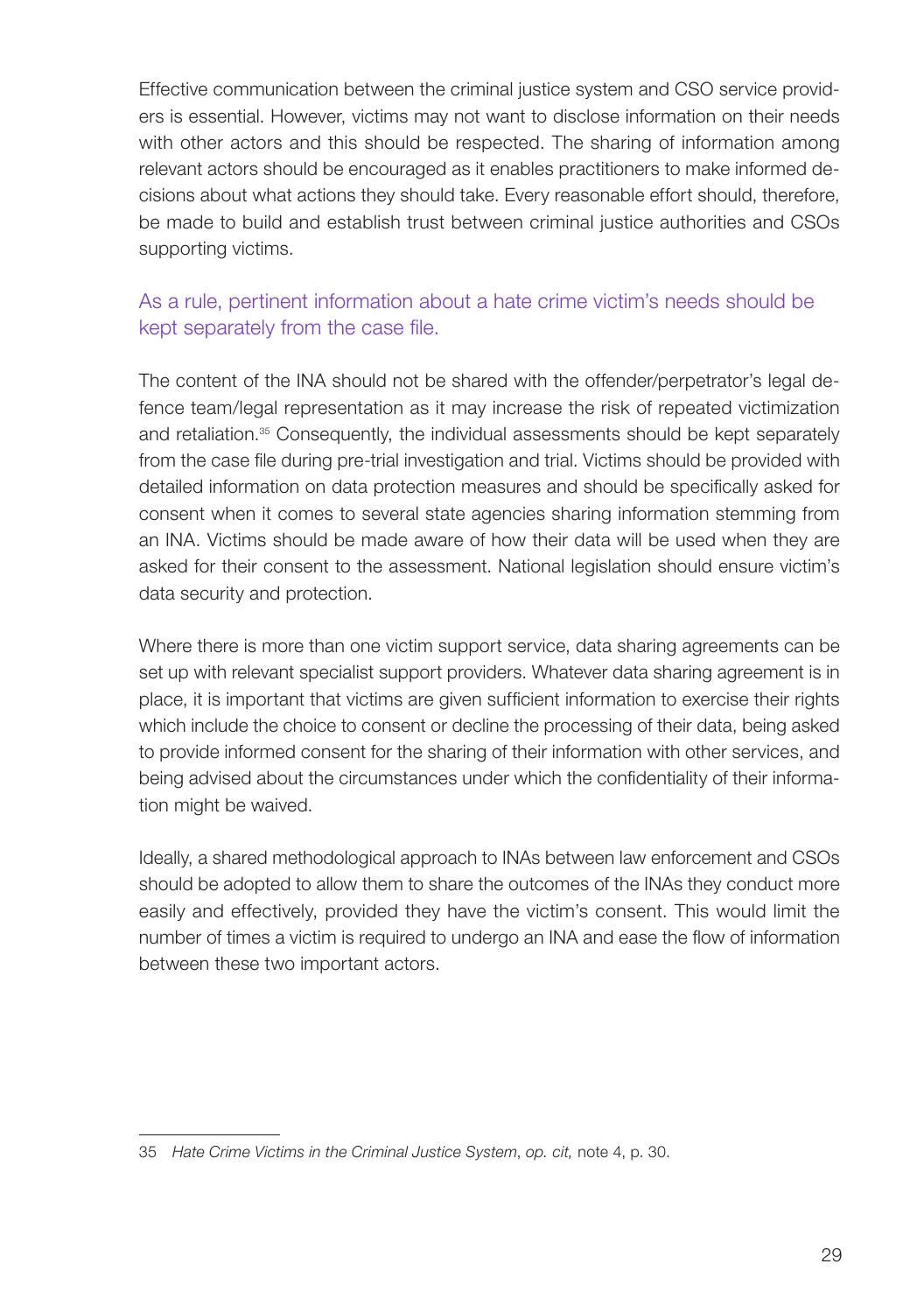Effective communication between the criminal justice system and CSO service providers is essential. However, victims may not want to disclose information on their needs with other actors and this should be respected. The sharing of information among relevant actors should be encouraged as it enables practitioners to make informed decisions about what actions they should take. Every reasonable effort should, therefore, be made to build and establish trust between criminal justice authorities and CSOs supporting victims.

As a rule, pertinent information about a hate crime victim's needs should be kept separately from the case file.

The content of the INA should not be shared with the offender/perpetrator's legal defence team/legal representation as it may increase the risk of repeated victimization and retaliation.[35] Consequently, the individual assessments should be kept separately from the case file during pre-trial investigation and trial. Victims should be provided with detailed information on data protection measures and should be specifically asked for consent when it comes to several state agencies sharing information stemming from an INA. Victims should be made aware of how their data will be used when they are asked for their consent to the assessment. National legislation should ensure victim's data security and protection.

Where there is more than one victim support service, data sharing agreements can be set up with relevant specialist support providers. Whatever data sharing agreement is in place, it is important that victims are given sufficient information to exercise their rights which include the choice to consent or decline the processing of their data, being asked to provide informed consent for the sharing of their information with other services, and being advised about the circumstances under which the confidentiality of their information might be waived.

Ideally, a shared methodological approach to INAs between law enforcement and CSOs should be adopted to allow them to share the outcomes of the INAs they conduct more easily and effectively, provided they have the victim's consent. This would limit the number of times a victim is required to undergo an INA and ease the flow of information between these two important actors.

---

35 *Hate Crime Victims in the Criminal Justice System*, *op. cit,* note 4, p. 30.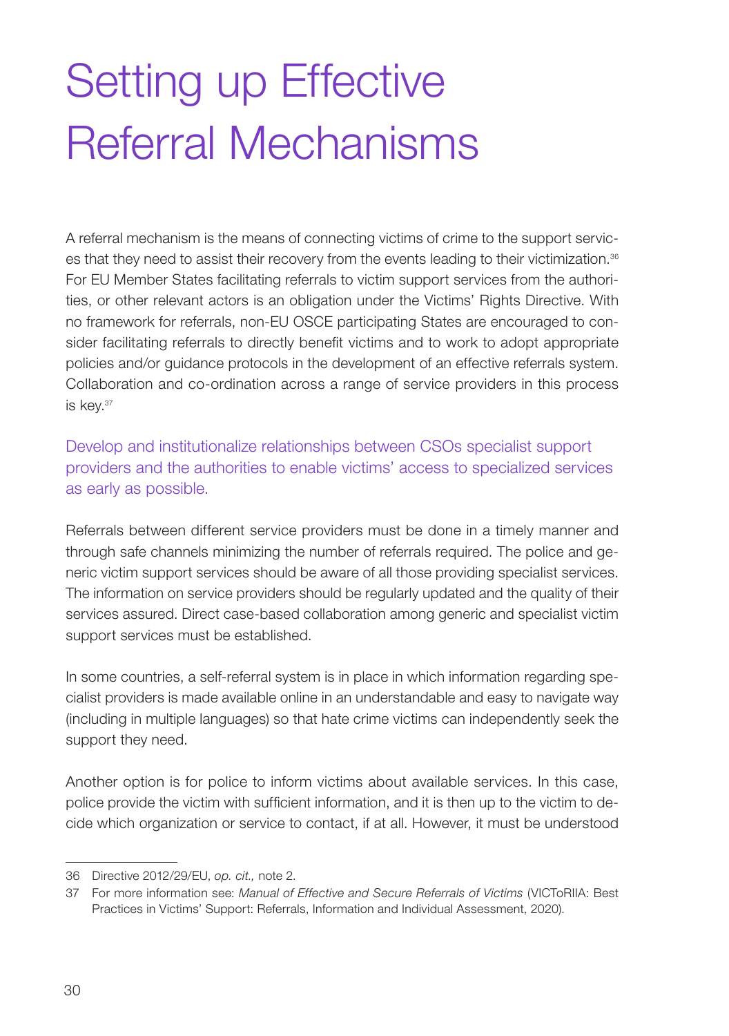# Setting up Effective Referral Mechanisms

A referral mechanism is the means of connecting victims of crime to the support services that they need to assist their recovery from the events leading to their victimization.[36] For EU Member States facilitating referrals to victim support services from the authorities, or other relevant actors is an obligation under the Victims' Rights Directive. With no framework for referrals, non-EU OSCE participating States are encouraged to consider facilitating referrals to directly benefit victims and to work to adopt appropriate policies and/or guidance protocols in the development of an effective referrals system. Collaboration and co-ordination across a range of service providers in this process is key.[37]

### Develop and institutionalize relationships between CSOs specialist support providers and the authorities to enable victims' access to specialized services as early as possible.

Referrals between different service providers must be done in a timely manner and through safe channels minimizing the number of referrals required. The police and generic victim support services should be aware of all those providing specialist services. The information on service providers should be regularly updated and the quality of their services assured. Direct case-based collaboration among generic and specialist victim support services must be established.

In some countries, a self-referral system is in place in which information regarding specialist providers is made available online in an understandable and easy to navigate way (including in multiple languages) so that hate crime victims can independently seek the support they need.

Another option is for police to inform victims about available services. In this case, police provide the victim with sufficient information, and it is then up to the victim to decide which organization or service to contact, if at all. However, it must be understood

---

36 Directive 2012/29/EU, *op. cit.,* note 2.

37 For more information see: *Manual of Effective and Secure Referrals of Victims* (VICToRIIA: Best Practices in Victims' Support: Referrals, Information and Individual Assessment, 2020).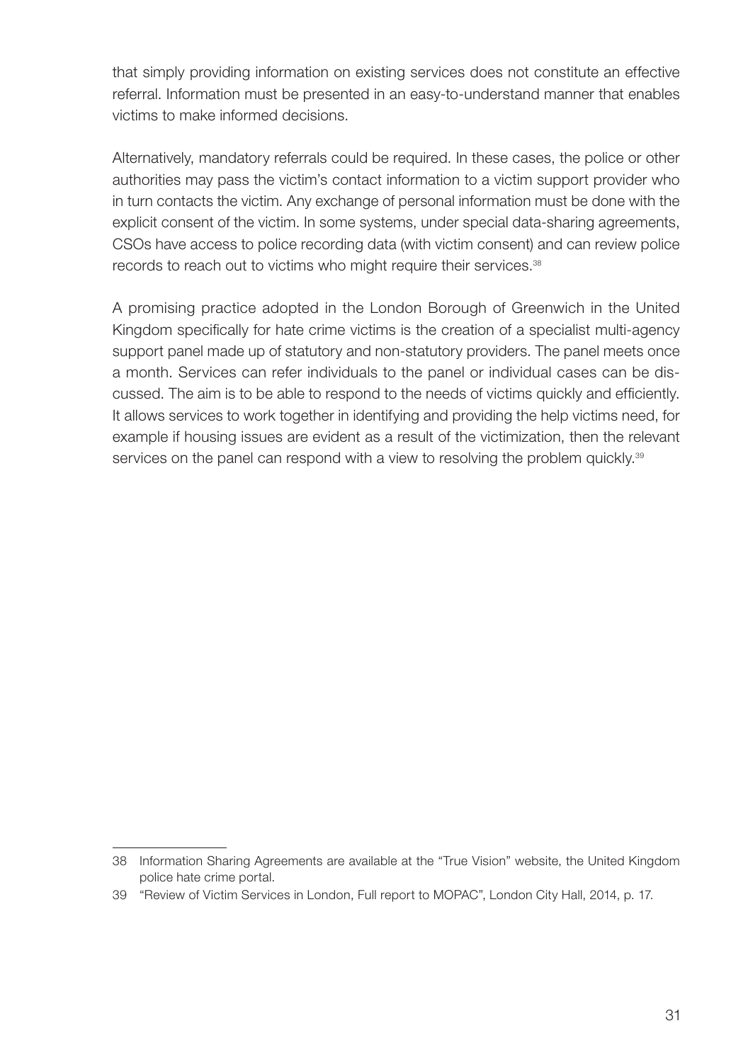that simply providing information on existing services does not constitute an effective referral. Information must be presented in an easy-to-understand manner that enables victims to make informed decisions.

Alternatively, mandatory referrals could be required. In these cases, the police or other authorities may pass the victim's contact information to a victim support provider who in turn contacts the victim. Any exchange of personal information must be done with the explicit consent of the victim. In some systems, under special data-sharing agreements, CSOs have access to police recording data (with victim consent) and can review police records to reach out to victims who might require their services.[38]

A promising practice adopted in the London Borough of Greenwich in the United Kingdom specifically for hate crime victims is the creation of a specialist multi-agency support panel made up of statutory and non-statutory providers. The panel meets once a month. Services can refer individuals to the panel or individual cases can be discussed. The aim is to be able to respond to the needs of victims quickly and efficiently. It allows services to work together in identifying and providing the help victims need, for example if housing issues are evident as a result of the victimization, then the relevant services on the panel can respond with a view to resolving the problem quickly.[39]

---

38 Information Sharing Agreements are available at the "True Vision" website, the United Kingdom police hate crime portal.

39 "Review of Victim Services in London, Full report to MOPAC", London City Hall, 2014, p. 17.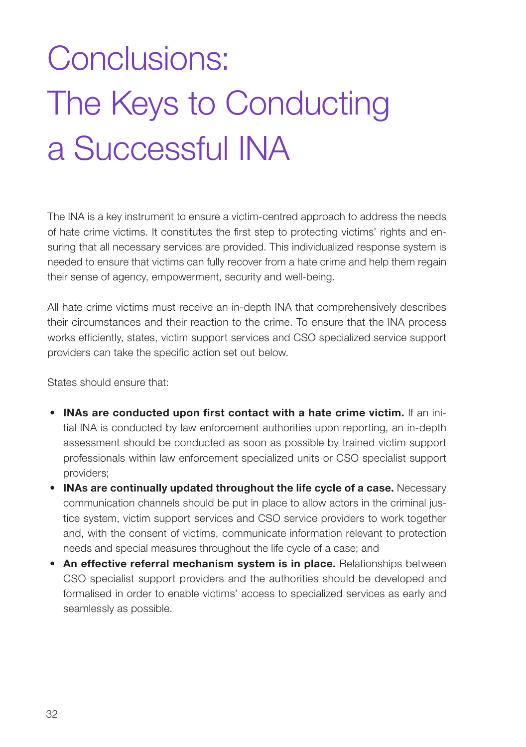# Conclusions: The Keys to Conducting a Successful INA

The INA is a key instrument to ensure a victim-centred approach to address the needs of hate crime victims. It constitutes the first step to protecting victims' rights and ensuring that all necessary services are provided. This individualized response system is needed to ensure that victims can fully recover from a hate crime and help them regain their sense of agency, empowerment, security and well-being.

All hate crime victims must receive an in-depth INA that comprehensively describes their circumstances and their reaction to the crime. To ensure that the INA process works efficiently, states, victim support services and CSO specialized service support providers can take the specific action set out below.

States should ensure that:

- **INAs are conducted upon first contact with a hate crime victim.** If an initial INA is conducted by law enforcement authorities upon reporting, an in-depth assessment should be conducted as soon as possible by trained victim support professionals within law enforcement specialized units or CSO specialist support providers;
- **INAs are continually updated throughout the life cycle of a case.** Necessary communication channels should be put in place to allow actors in the criminal justice system, victim support services and CSO service providers to work together and, with the consent of victims, communicate information relevant to protection needs and special measures throughout the life cycle of a case; and
- **An effective referral mechanism system is in place.** Relationships between CSO specialist support providers and the authorities should be developed and formalised in order to enable victims' access to specialized services as early and seamlessly as possible.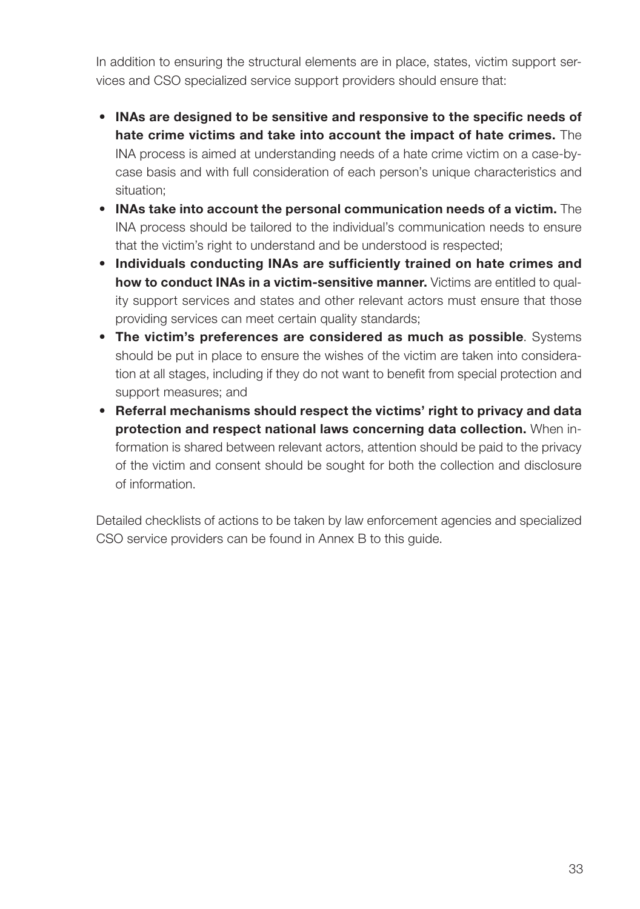In addition to ensuring the structural elements are in place, states, victim support services and CSO specialized service support providers should ensure that:

- **INAs are designed to be sensitive and responsive to the specific needs of hate crime victims and take into account the impact of hate crimes.** The INA process is aimed at understanding needs of a hate crime victim on a case-by-case basis and with full consideration of each person's unique characteristics and situation;
- **INAs take into account the personal communication needs of a victim.** The INA process should be tailored to the individual's communication needs to ensure that the victim's right to understand and be understood is respected;
- **Individuals conducting INAs are sufficiently trained on hate crimes and how to conduct INAs in a victim-sensitive manner.** Victims are entitled to quality support services and states and other relevant actors must ensure that those providing services can meet certain quality standards;
- **The victim's preferences are considered as much as possible**. Systems should be put in place to ensure the wishes of the victim are taken into consideration at all stages, including if they do not want to benefit from special protection and support measures; and
- **Referral mechanisms should respect the victims' right to privacy and data protection and respect national laws concerning data collection.** When information is shared between relevant actors, attention should be paid to the privacy of the victim and consent should be sought for both the collection and disclosure of information.

Detailed checklists of actions to be taken by law enforcement agencies and specialized CSO service providers can be found in Annex B to this guide.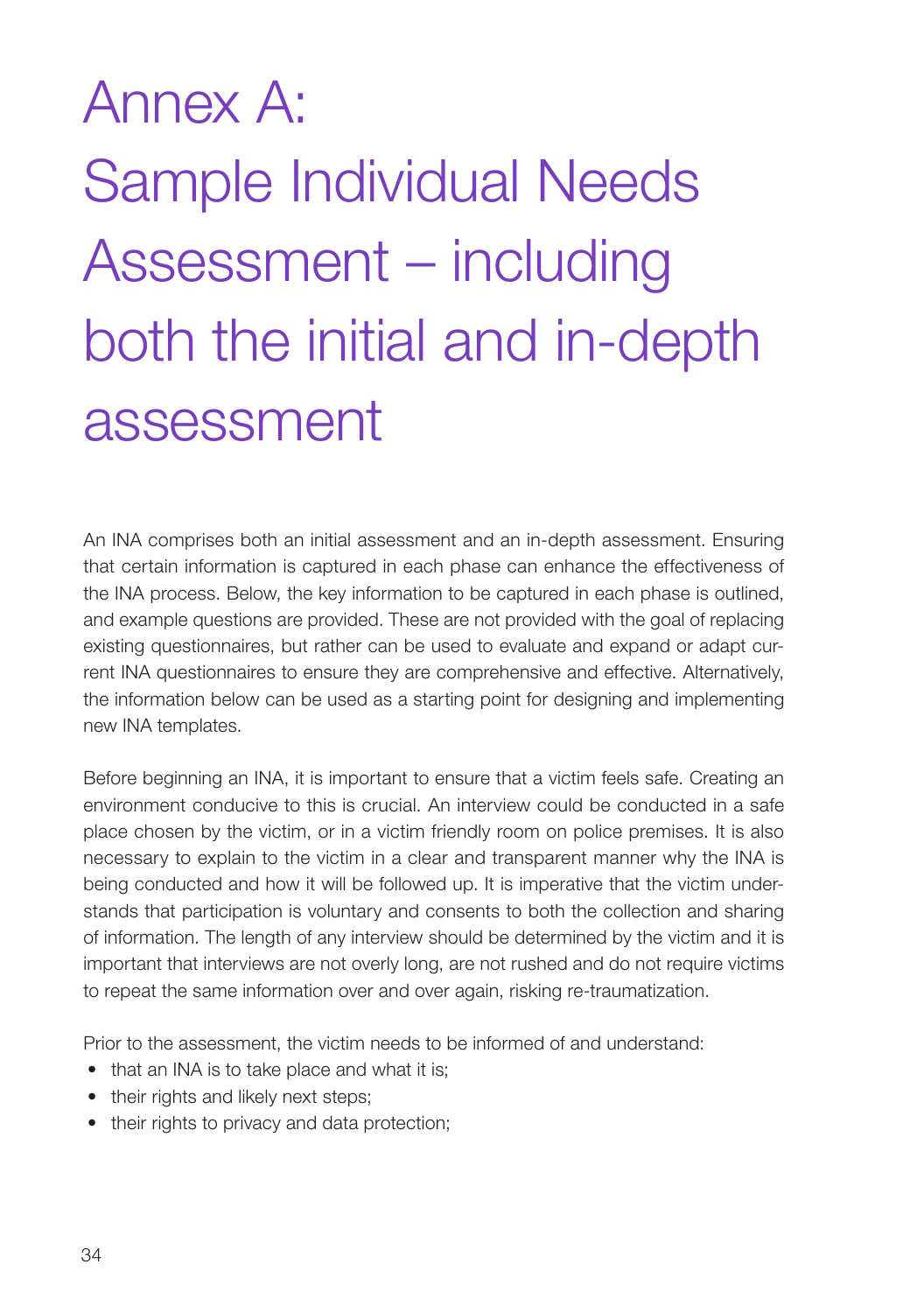# Annex A: Sample Individual Needs Assessment – including both the initial and in-depth assessment

An INA comprises both an initial assessment and an in-depth assessment. Ensuring that certain information is captured in each phase can enhance the effectiveness of the INA process. Below, the key information to be captured in each phase is outlined, and example questions are provided. These are not provided with the goal of replacing existing questionnaires, but rather can be used to evaluate and expand or adapt current INA questionnaires to ensure they are comprehensive and effective. Alternatively, the information below can be used as a starting point for designing and implementing new INA templates.

Before beginning an INA, it is important to ensure that a victim feels safe. Creating an environment conducive to this is crucial. An interview could be conducted in a safe place chosen by the victim, or in a victim friendly room on police premises. It is also necessary to explain to the victim in a clear and transparent manner why the INA is being conducted and how it will be followed up. It is imperative that the victim understands that participation is voluntary and consents to both the collection and sharing of information. The length of any interview should be determined by the victim and it is important that interviews are not overly long, are not rushed and do not require victims to repeat the same information over and over again, risking re-traumatization.

Prior to the assessment, the victim needs to be informed of and understand:

- that an INA is to take place and what it is;
- their rights and likely next steps;
- their rights to privacy and data protection;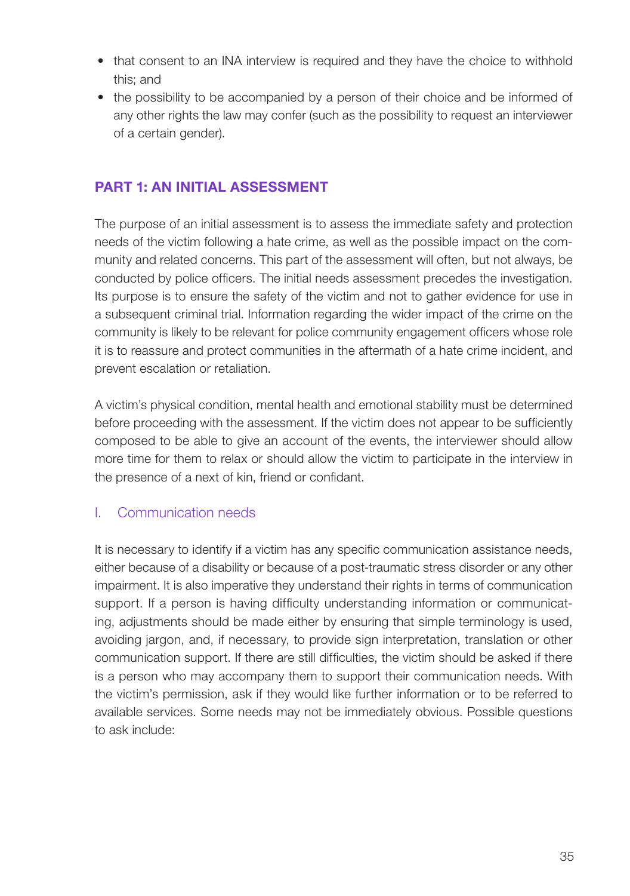- that consent to an INA interview is required and they have the choice to withhold this; and
- the possibility to be accompanied by a person of their choice and be informed of any other rights the law may confer (such as the possibility to request an interviewer of a certain gender).

## PART 1: AN INITIAL ASSESSMENT

The purpose of an initial assessment is to assess the immediate safety and protection needs of the victim following a hate crime, as well as the possible impact on the community and related concerns. This part of the assessment will often, but not always, be conducted by police officers. The initial needs assessment precedes the investigation. Its purpose is to ensure the safety of the victim and not to gather evidence for use in a subsequent criminal trial. Information regarding the wider impact of the crime on the community is likely to be relevant for police community engagement officers whose role it is to reassure and protect communities in the aftermath of a hate crime incident, and prevent escalation or retaliation.

A victim's physical condition, mental health and emotional stability must be determined before proceeding with the assessment. If the victim does not appear to be sufficiently composed to be able to give an account of the events, the interviewer should allow more time for them to relax or should allow the victim to participate in the interview in the presence of a next of kin, friend or confidant.

### I. Communication needs

It is necessary to identify if a victim has any specific communication assistance needs, either because of a disability or because of a post-traumatic stress disorder or any other impairment. It is also imperative they understand their rights in terms of communication support. If a person is having difficulty understanding information or communicating, adjustments should be made either by ensuring that simple terminology is used, avoiding jargon, and, if necessary, to provide sign interpretation, translation or other communication support. If there are still difficulties, the victim should be asked if there is a person who may accompany them to support their communication needs. With the victim's permission, ask if they would like further information or to be referred to available services. Some needs may not be immediately obvious. Possible questions to ask include: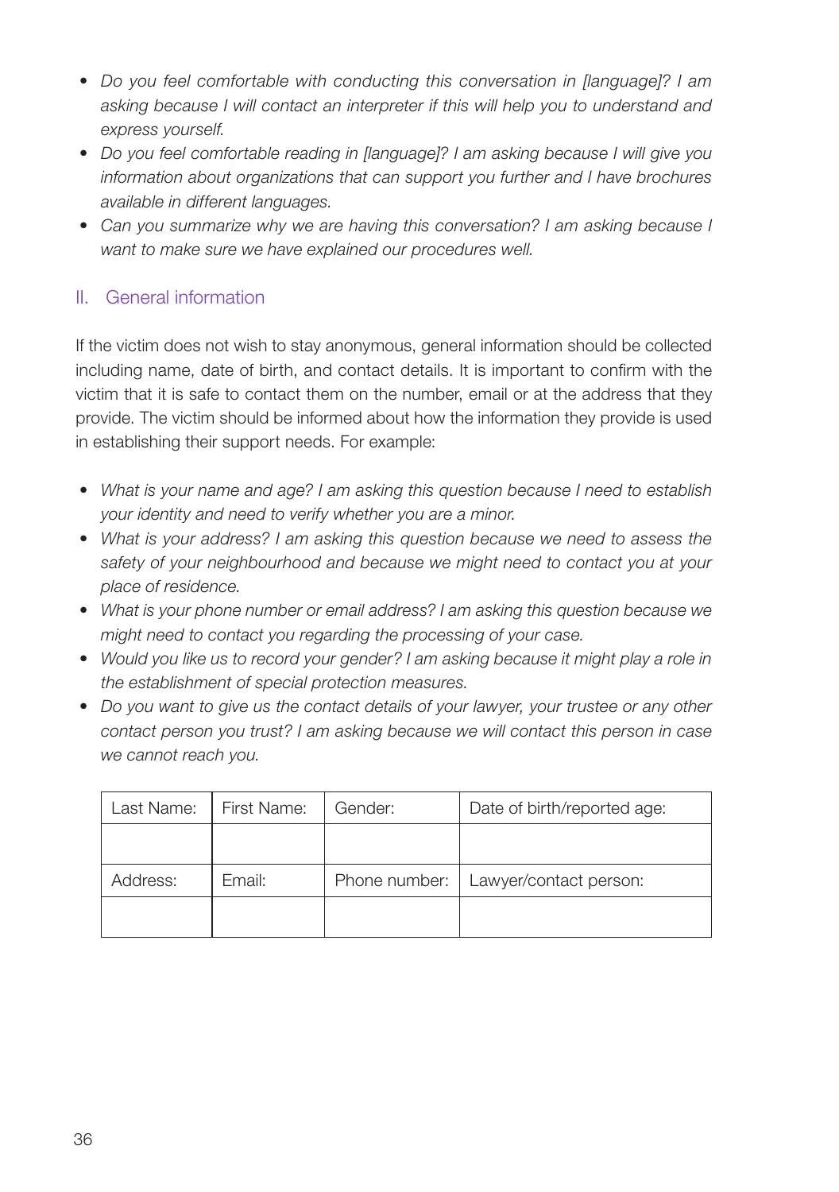- *Do you feel comfortable with conducting this conversation in [language]? I am asking because I will contact an interpreter if this will help you to understand and express yourself.*
- *Do you feel comfortable reading in [language]? I am asking because I will give you information about organizations that can support you further and I have brochures available in different languages.*
- *Can you summarize why we are having this conversation? I am asking because I want to make sure we have explained our procedures well.*

## II. General information

If the victim does not wish to stay anonymous, general information should be collected including name, date of birth, and contact details. It is important to confirm with the victim that it is safe to contact them on the number, email or at the address that they provide. The victim should be informed about how the information they provide is used in establishing their support needs. For example:

- *What is your name and age? I am asking this question because I need to establish your identity and need to verify whether you are a minor.*
- *What is your address? I am asking this question because we need to assess the safety of your neighbourhood and because we might need to contact you at your place of residence.*
- *What is your phone number or email address? I am asking this question because we might need to contact you regarding the processing of your case.*
- *Would you like us to record your gender? I am asking because it might play a role in the establishment of special protection measures.*
- *Do you want to give us the contact details of your lawyer, your trustee or any other contact person you trust? I am asking because we will contact this person in case we cannot reach you.*

| Last Name: | First Name: | Gender: | Date of birth/reported age: |
|---|---|---|---|
| | | | |
| Address: | Email: | Phone number: | Lawyer/contact person: |
| | | | |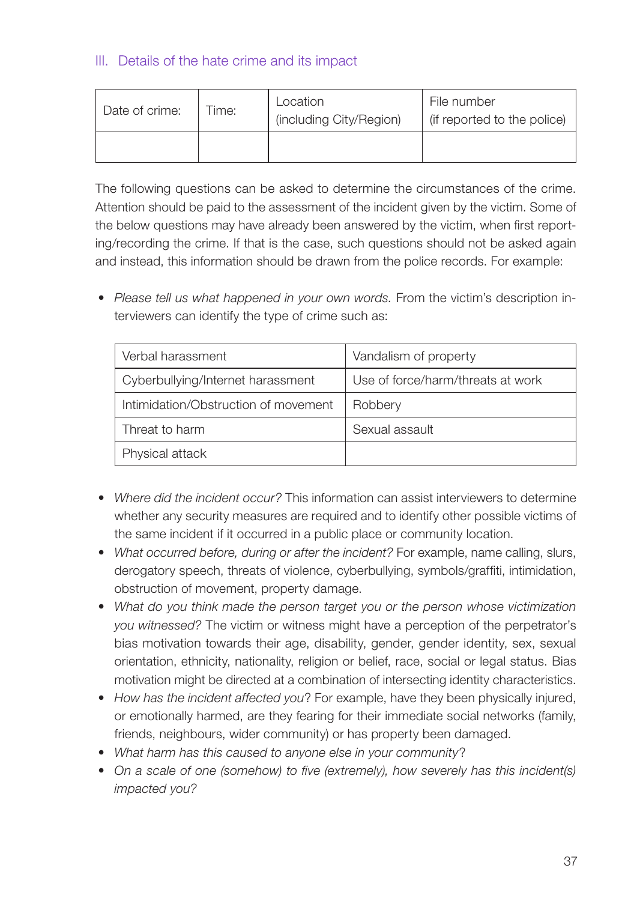### III. Details of the hate crime and its impact

| Date of crime: | Time: | Location (including City/Region) | File number (if reported to the police) |
|---|---|---|---|
| | | | |

The following questions can be asked to determine the circumstances of the crime. Attention should be paid to the assessment of the incident given by the victim. Some of the below questions may have already been answered by the victim, when first reporting/recording the crime. If that is the case, such questions should not be asked again and instead, this information should be drawn from the police records. For example:

- *Please tell us what happened in your own words.* From the victim's description interviewers can identify the type of crime such as:

| Verbal harassment | Vandalism of property |
|---|---|
| Cyberbullying/Internet harassment | Use of force/harm/threats at work |
| Intimidation/Obstruction of movement | Robbery |
| Threat to harm | Sexual assault |
| Physical attack | |

- *Where did the incident occur?* This information can assist interviewers to determine whether any security measures are required and to identify other possible victims of the same incident if it occurred in a public place or community location.
- *What occurred before, during or after the incident?* For example, name calling, slurs, derogatory speech, threats of violence, cyberbullying, symbols/graffiti, intimidation, obstruction of movement, property damage.
- *What do you think made the person target you or the person whose victimization you witnessed?* The victim or witness might have a perception of the perpetrator's bias motivation towards their age, disability, gender, gender identity, sex, sexual orientation, ethnicity, nationality, religion or belief, race, social or legal status. Bias motivation might be directed at a combination of intersecting identity characteristics.
- *How has the incident affected you*? For example, have they been physically injured, or emotionally harmed, are they fearing for their immediate social networks (family, friends, neighbours, wider community) or has property been damaged.
- *What harm has this caused to anyone else in your community*?
- *On a scale of one (somehow) to five (extremely), how severely has this incident(s) impacted you?*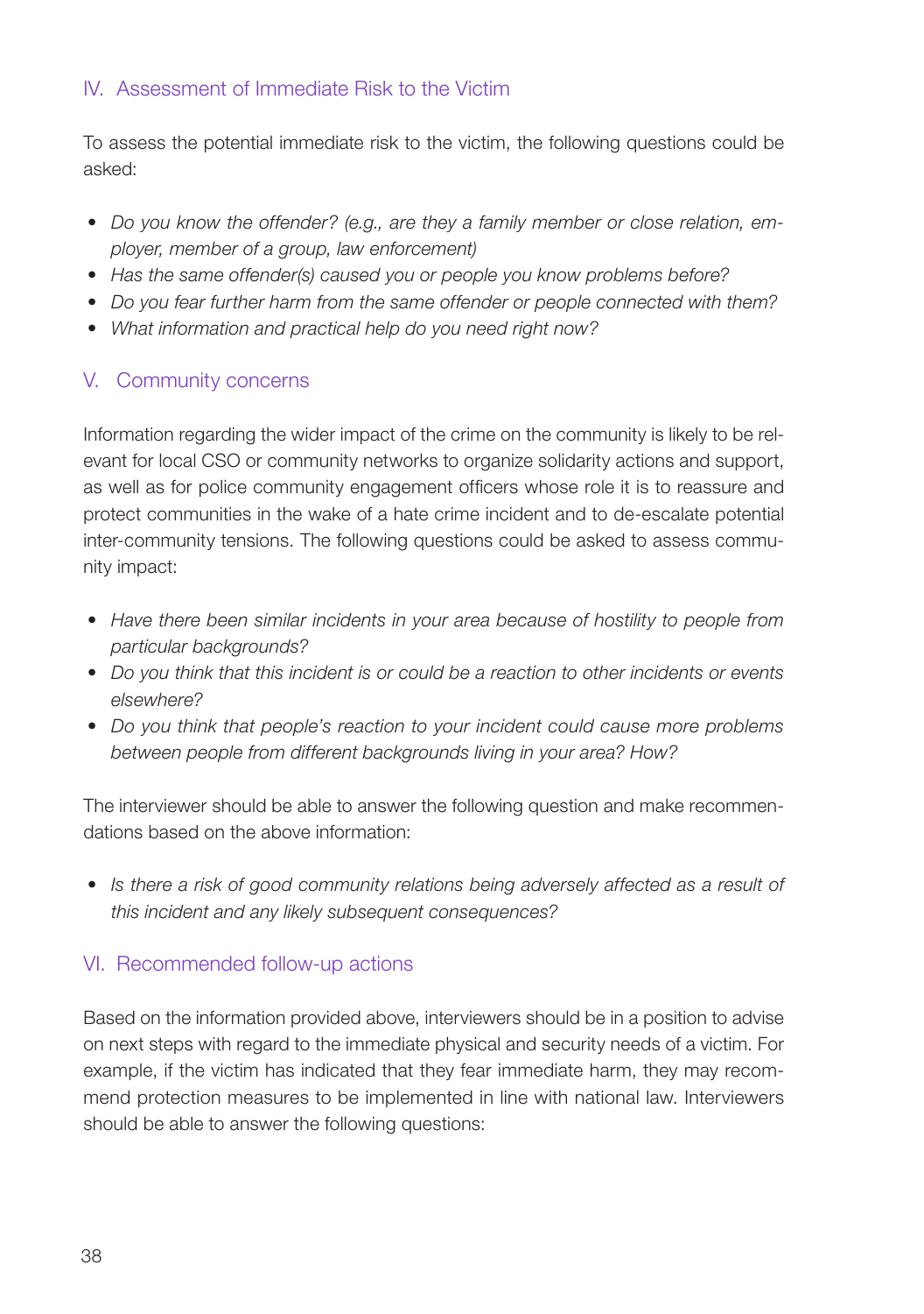## IV. Assessment of Immediate Risk to the Victim

To assess the potential immediate risk to the victim, the following questions could be asked:

- *Do you know the offender? (e.g., are they a family member or close relation, employer, member of a group, law enforcement)*
- *Has the same offender(s) caused you or people you know problems before?*
- *Do you fear further harm from the same offender or people connected with them?*
- *What information and practical help do you need right now?*

## V. Community concerns

Information regarding the wider impact of the crime on the community is likely to be relevant for local CSO or community networks to organize solidarity actions and support, as well as for police community engagement officers whose role it is to reassure and protect communities in the wake of a hate crime incident and to de-escalate potential inter-community tensions. The following questions could be asked to assess community impact:

- *Have there been similar incidents in your area because of hostility to people from particular backgrounds?*
- *Do you think that this incident is or could be a reaction to other incidents or events elsewhere?*
- *Do you think that people's reaction to your incident could cause more problems between people from different backgrounds living in your area? How?*

The interviewer should be able to answer the following question and make recommendations based on the above information:

- *Is there a risk of good community relations being adversely affected as a result of this incident and any likely subsequent consequences?*

## VI. Recommended follow-up actions

Based on the information provided above, interviewers should be in a position to advise on next steps with regard to the immediate physical and security needs of a victim. For example, if the victim has indicated that they fear immediate harm, they may recommend protection measures to be implemented in line with national law. Interviewers should be able to answer the following questions: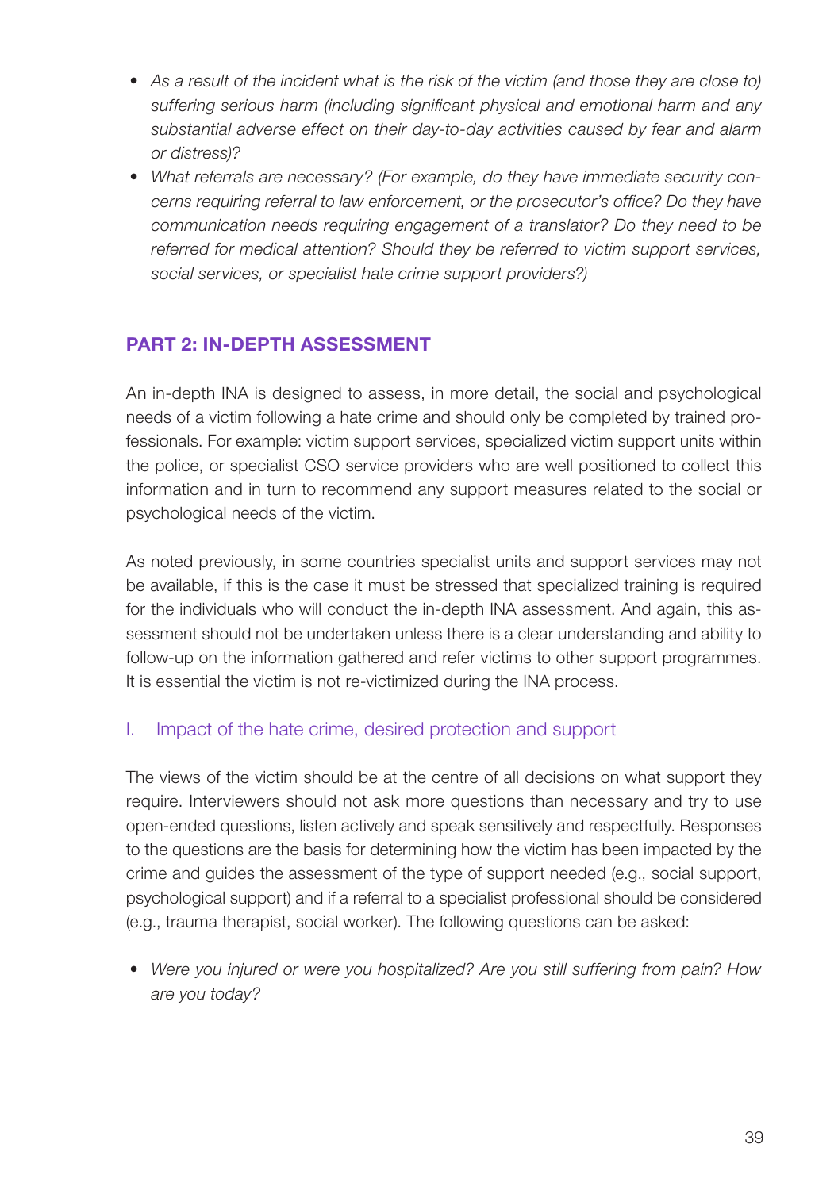- *As a result of the incident what is the risk of the victim (and those they are close to) suffering serious harm (including significant physical and emotional harm and any substantial adverse effect on their day-to-day activities caused by fear and alarm or distress)?*
- *What referrals are necessary? (For example, do they have immediate security concerns requiring referral to law enforcement, or the prosecutor's office? Do they have communication needs requiring engagement of a translator? Do they need to be referred for medical attention? Should they be referred to victim support services, social services, or specialist hate crime support providers?)*

## PART 2: IN-DEPTH ASSESSMENT

An in-depth INA is designed to assess, in more detail, the social and psychological needs of a victim following a hate crime and should only be completed by trained professionals. For example: victim support services, specialized victim support units within the police, or specialist CSO service providers who are well positioned to collect this information and in turn to recommend any support measures related to the social or psychological needs of the victim.

As noted previously, in some countries specialist units and support services may not be available, if this is the case it must be stressed that specialized training is required for the individuals who will conduct the in-depth INA assessment. And again, this assessment should not be undertaken unless there is a clear understanding and ability to follow-up on the information gathered and refer victims to other support programmes. It is essential the victim is not re-victimized during the INA process.

### I. Impact of the hate crime, desired protection and support

The views of the victim should be at the centre of all decisions on what support they require. Interviewers should not ask more questions than necessary and try to use open-ended questions, listen actively and speak sensitively and respectfully. Responses to the questions are the basis for determining how the victim has been impacted by the crime and guides the assessment of the type of support needed (e.g., social support, psychological support) and if a referral to a specialist professional should be considered (e.g., trauma therapist, social worker). The following questions can be asked:

- *Were you injured or were you hospitalized? Are you still suffering from pain? How are you today?*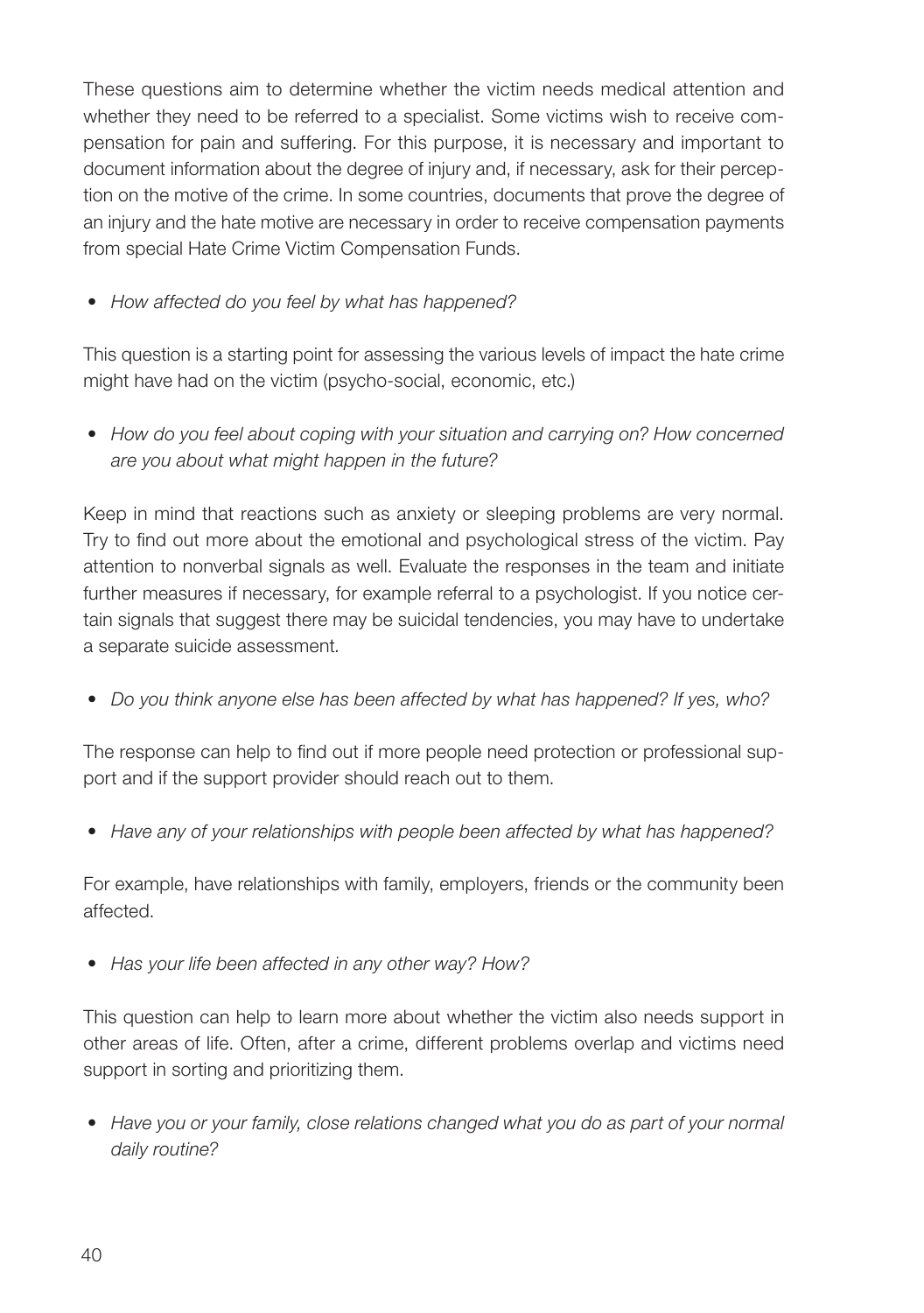These questions aim to determine whether the victim needs medical attention and whether they need to be referred to a specialist. Some victims wish to receive compensation for pain and suffering. For this purpose, it is necessary and important to document information about the degree of injury and, if necessary, ask for their perception on the motive of the crime. In some countries, documents that prove the degree of an injury and the hate motive are necessary in order to receive compensation payments from special Hate Crime Victim Compensation Funds.

- *How affected do you feel by what has happened?*

This question is a starting point for assessing the various levels of impact the hate crime might have had on the victim (psycho-social, economic, etc.)

- *How do you feel about coping with your situation and carrying on? How concerned are you about what might happen in the future?*

Keep in mind that reactions such as anxiety or sleeping problems are very normal. Try to find out more about the emotional and psychological stress of the victim. Pay attention to nonverbal signals as well. Evaluate the responses in the team and initiate further measures if necessary, for example referral to a psychologist. If you notice certain signals that suggest there may be suicidal tendencies, you may have to undertake a separate suicide assessment.

- *Do you think anyone else has been affected by what has happened? If yes, who?*

The response can help to find out if more people need protection or professional support and if the support provider should reach out to them.

- *Have any of your relationships with people been affected by what has happened?*

For example, have relationships with family, employers, friends or the community been affected.

- *Has your life been affected in any other way? How?*

This question can help to learn more about whether the victim also needs support in other areas of life. Often, after a crime, different problems overlap and victims need support in sorting and prioritizing them.

- *Have you or your family, close relations changed what you do as part of your normal daily routine?*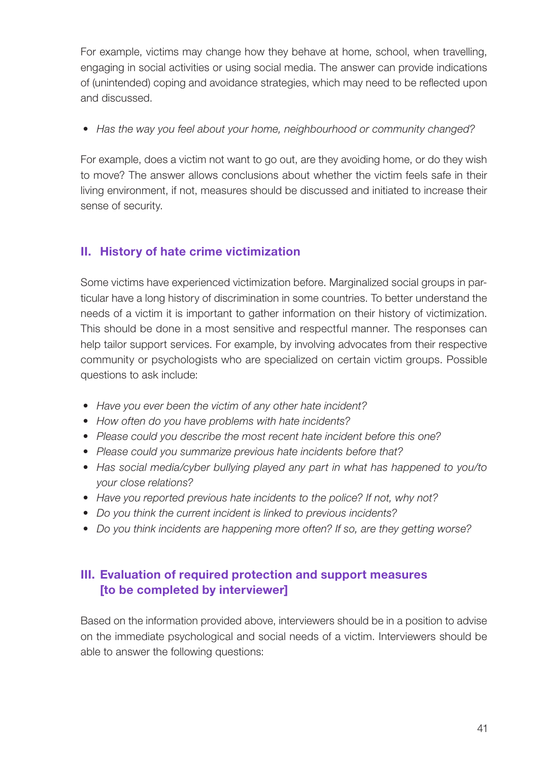For example, victims may change how they behave at home, school, when travelling, engaging in social activities or using social media. The answer can provide indications of (unintended) coping and avoidance strategies, which may need to be reflected upon and discussed.

- *Has the way you feel about your home, neighbourhood or community changed?*

For example, does a victim not want to go out, are they avoiding home, or do they wish to move? The answer allows conclusions about whether the victim feels safe in their living environment, if not, measures should be discussed and initiated to increase their sense of security.

## II. History of hate crime victimization

Some victims have experienced victimization before. Marginalized social groups in particular have a long history of discrimination in some countries. To better understand the needs of a victim it is important to gather information on their history of victimization. This should be done in a most sensitive and respectful manner. The responses can help tailor support services. For example, by involving advocates from their respective community or psychologists who are specialized on certain victim groups. Possible questions to ask include:

- *Have you ever been the victim of any other hate incident?*
- *How often do you have problems with hate incidents?*
- *Please could you describe the most recent hate incident before this one?*
- *Please could you summarize previous hate incidents before that?*
- *Has social media/cyber bullying played any part in what has happened to you/to your close relations?*
- *Have you reported previous hate incidents to the police? If not, why not?*
- *Do you think the current incident is linked to previous incidents?*
- *Do you think incidents are happening more often? If so, are they getting worse?*

## III. Evaluation of required protection and support measures [to be completed by interviewer]

Based on the information provided above, interviewers should be in a position to advise on the immediate psychological and social needs of a victim. Interviewers should be able to answer the following questions: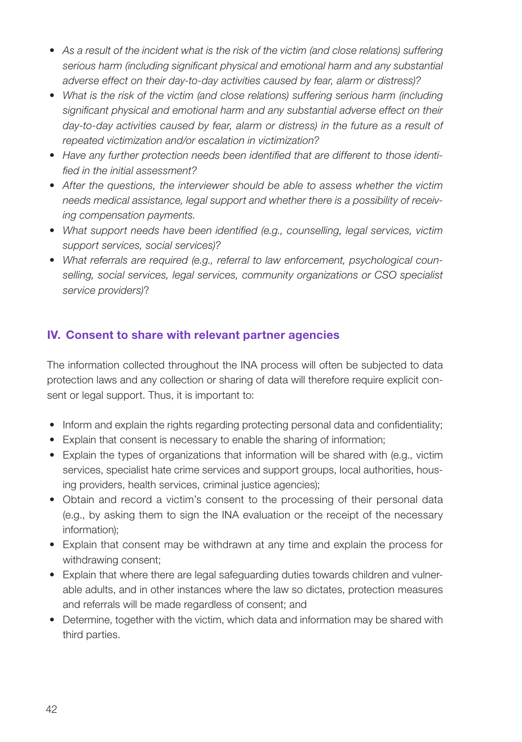- *As a result of the incident what is the risk of the victim (and close relations) suffering serious harm (including significant physical and emotional harm and any substantial adverse effect on their day-to-day activities caused by fear, alarm or distress)?*
- *What is the risk of the victim (and close relations) suffering serious harm (including significant physical and emotional harm and any substantial adverse effect on their day-to-day activities caused by fear, alarm or distress) in the future as a result of repeated victimization and/or escalation in victimization?*
- *Have any further protection needs been identified that are different to those identified in the initial assessment?*
- *After the questions, the interviewer should be able to assess whether the victim needs medical assistance, legal support and whether there is a possibility of receiving compensation payments.*
- *What support needs have been identified (e.g., counselling, legal services, victim support services, social services)?*
- *What referrals are required (e.g., referral to law enforcement, psychological counselling, social services, legal services, community organizations or CSO specialist service providers)*?

## IV. Consent to share with relevant partner agencies

The information collected throughout the INA process will often be subjected to data protection laws and any collection or sharing of data will therefore require explicit consent or legal support. Thus, it is important to:

- Inform and explain the rights regarding protecting personal data and confidentiality;
- Explain that consent is necessary to enable the sharing of information;
- Explain the types of organizations that information will be shared with (e.g., victim services, specialist hate crime services and support groups, local authorities, housing providers, health services, criminal justice agencies);
- Obtain and record a victim's consent to the processing of their personal data (e.g., by asking them to sign the INA evaluation or the receipt of the necessary information);
- Explain that consent may be withdrawn at any time and explain the process for withdrawing consent;
- Explain that where there are legal safeguarding duties towards children and vulnerable adults, and in other instances where the law so dictates, protection measures and referrals will be made regardless of consent; and
- Determine, together with the victim, which data and information may be shared with third parties.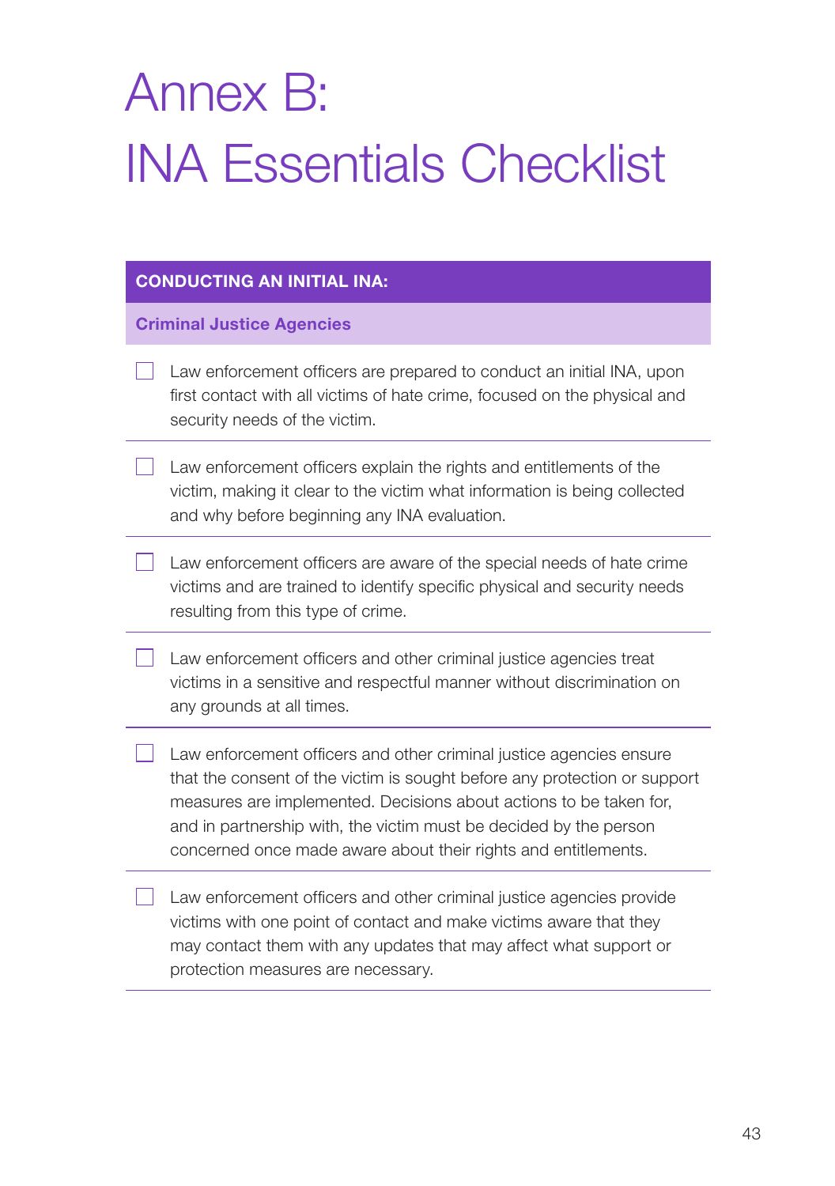# Annex B: INA Essentials Checklist

## CONDUCTING AN INITIAL INA:

### Criminal Justice Agencies

- [ ] Law enforcement officers are prepared to conduct an initial INA, upon first contact with all victims of hate crime, focused on the physical and security needs of the victim.

- [ ] Law enforcement officers explain the rights and entitlements of the victim, making it clear to the victim what information is being collected and why before beginning any INA evaluation.

- [ ] Law enforcement officers are aware of the special needs of hate crime victims and are trained to identify specific physical and security needs resulting from this type of crime.

- [ ] Law enforcement officers and other criminal justice agencies treat victims in a sensitive and respectful manner without discrimination on any grounds at all times.

- [ ] Law enforcement officers and other criminal justice agencies ensure that the consent of the victim is sought before any protection or support measures are implemented. Decisions about actions to be taken for, and in partnership with, the victim must be decided by the person concerned once made aware about their rights and entitlements.

- [ ] Law enforcement officers and other criminal justice agencies provide victims with one point of contact and make victims aware that they may contact them with any updates that may affect what support or protection measures are necessary.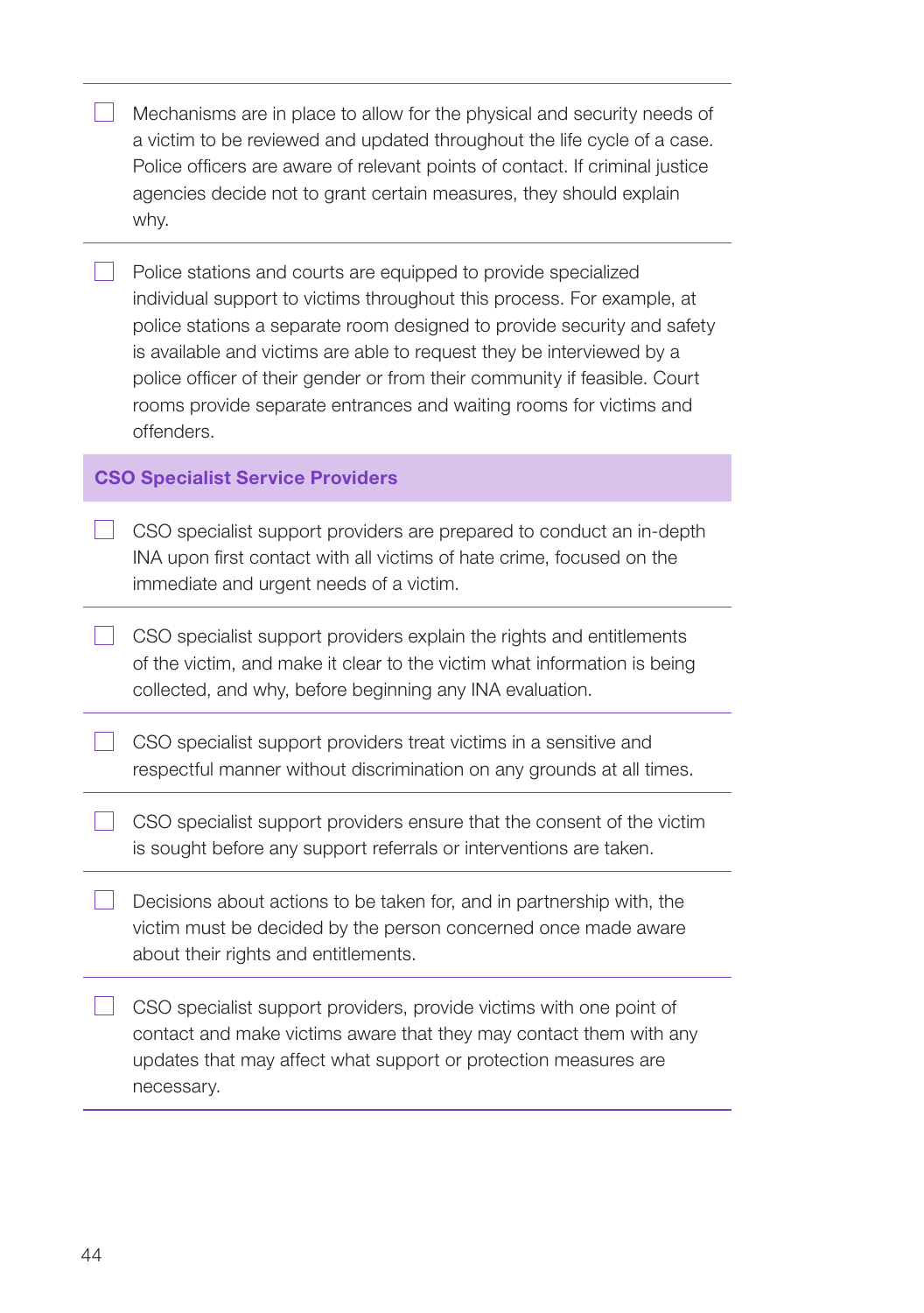- [ ] Mechanisms are in place to allow for the physical and security needs of a victim to be reviewed and updated throughout the life cycle of a case. Police officers are aware of relevant points of contact. If criminal justice agencies decide not to grant certain measures, they should explain why.

- [ ] Police stations and courts are equipped to provide specialized individual support to victims throughout this process. For example, at police stations a separate room designed to provide security and safety is available and victims are able to request they be interviewed by a police officer of their gender or from their community if feasible. Court rooms provide separate entrances and waiting rooms for victims and offenders.

### CSO Specialist Service Providers

- [ ] CSO specialist support providers are prepared to conduct an in-depth INA upon first contact with all victims of hate crime, focused on the immediate and urgent needs of a victim.

- [ ] CSO specialist support providers explain the rights and entitlements of the victim, and make it clear to the victim what information is being collected, and why, before beginning any INA evaluation.

- [ ] CSO specialist support providers treat victims in a sensitive and respectful manner without discrimination on any grounds at all times.

- [ ] CSO specialist support providers ensure that the consent of the victim is sought before any support referrals or interventions are taken.

- [ ] Decisions about actions to be taken for, and in partnership with, the victim must be decided by the person concerned once made aware about their rights and entitlements.

- [ ] CSO specialist support providers, provide victims with one point of contact and make victims aware that they may contact them with any updates that may affect what support or protection measures are necessary.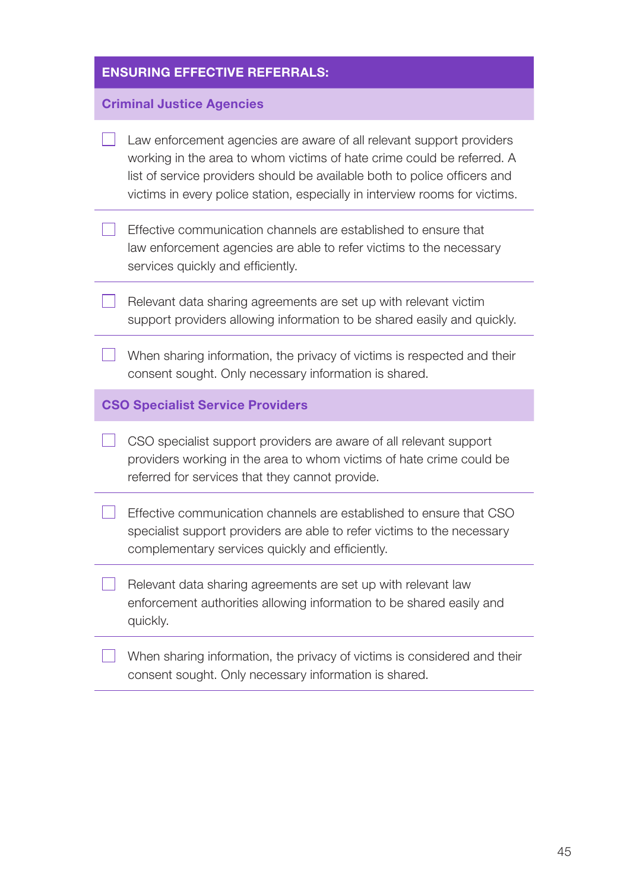## ENSURING EFFECTIVE REFERRALS:

### Criminal Justice Agencies

- [ ] Law enforcement agencies are aware of all relevant support providers working in the area to whom victims of hate crime could be referred. A list of service providers should be available both to police officers and victims in every police station, especially in interview rooms for victims.
- [ ] Effective communication channels are established to ensure that law enforcement agencies are able to refer victims to the necessary services quickly and efficiently.
- [ ] Relevant data sharing agreements are set up with relevant victim support providers allowing information to be shared easily and quickly.
- [ ] When sharing information, the privacy of victims is respected and their consent sought. Only necessary information is shared.

### CSO Specialist Service Providers

- [ ] CSO specialist support providers are aware of all relevant support providers working in the area to whom victims of hate crime could be referred for services that they cannot provide.
- [ ] Effective communication channels are established to ensure that CSO specialist support providers are able to refer victims to the necessary complementary services quickly and efficiently.
- [ ] Relevant data sharing agreements are set up with relevant law enforcement authorities allowing information to be shared easily and quickly.
- [ ] When sharing information, the privacy of victims is considered and their consent sought. Only necessary information is shared.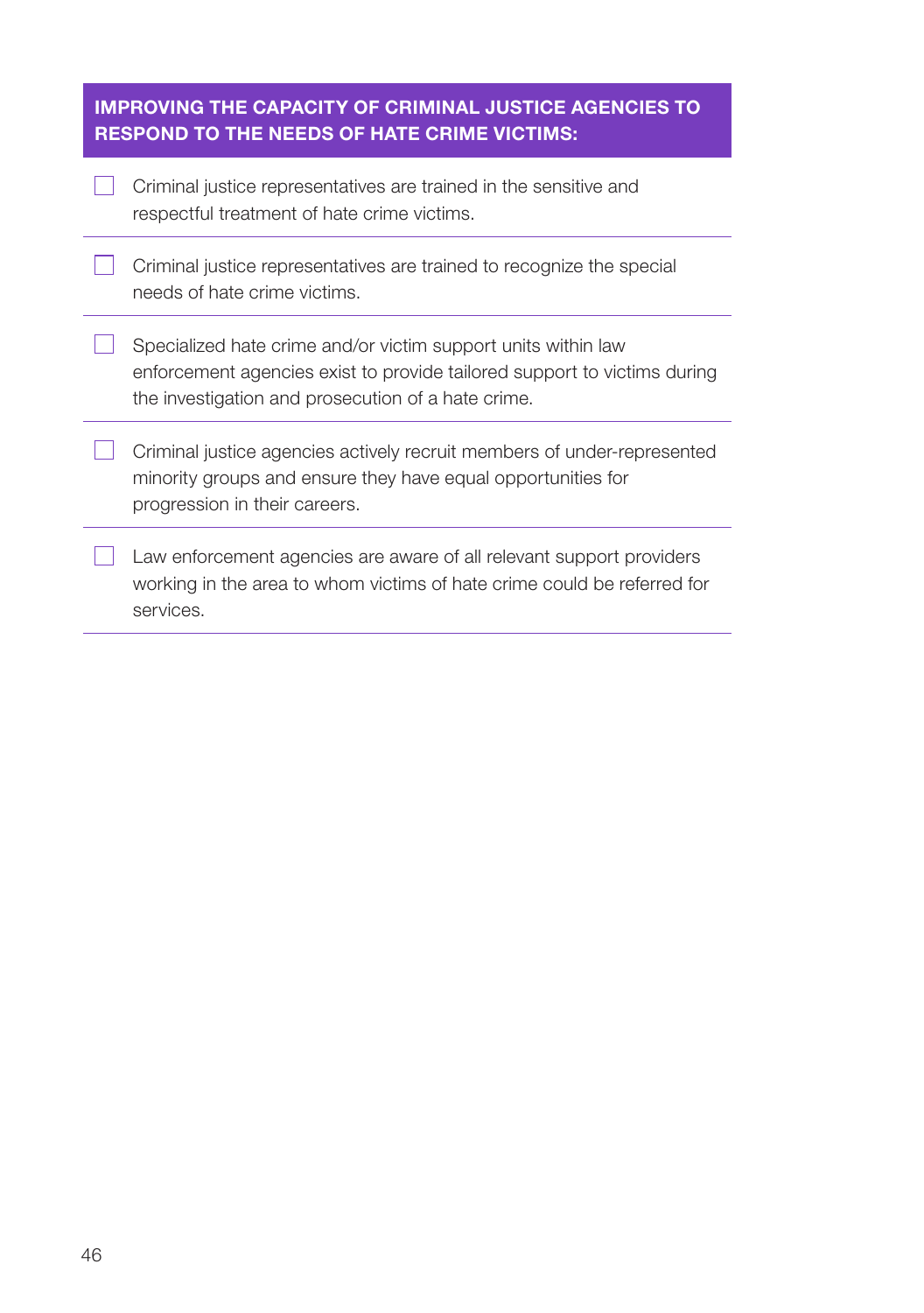**IMPROVING THE CAPACITY OF CRIMINAL JUSTICE AGENCIES TO RESPOND TO THE NEEDS OF HATE CRIME VICTIMS:**

- [ ] Criminal justice representatives are trained in the sensitive and respectful treatment of hate crime victims.
- [ ] Criminal justice representatives are trained to recognize the special needs of hate crime victims.
- [ ] Specialized hate crime and/or victim support units within law enforcement agencies exist to provide tailored support to victims during the investigation and prosecution of a hate crime.
- [ ] Criminal justice agencies actively recruit members of under-represented minority groups and ensure they have equal opportunities for progression in their careers.
- [ ] Law enforcement agencies are aware of all relevant support providers working in the area to whom victims of hate crime could be referred for services.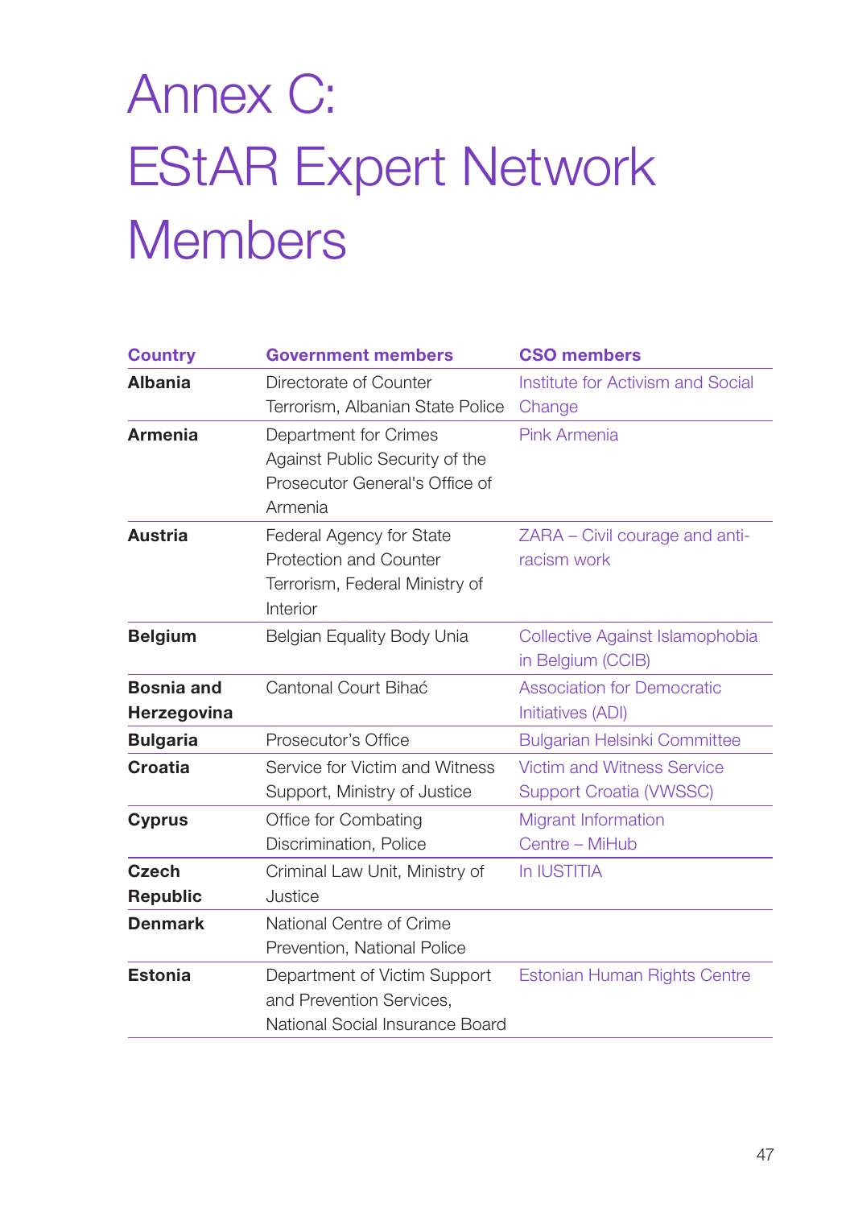# Annex C: EStAR Expert Network Members

| Country | Government members | CSO members |
|---|---|---|
| **Albania** | Directorate of Counter Terrorism, Albanian State Police | Institute for Activism and Social Change |
| **Armenia** | Department for Crimes Against Public Security of the Prosecutor General's Office of Armenia | Pink Armenia |
| **Austria** | Federal Agency for State Protection and Counter Terrorism, Federal Ministry of Interior | ZARA – Civil courage and anti-racism work |
| **Belgium** | Belgian Equality Body Unia | Collective Against Islamophobia in Belgium (CCIB) |
| **Bosnia and Herzegovina** | Cantonal Court Bihać | Association for Democratic Initiatives (ADI) |
| **Bulgaria** | Prosecutor's Office | Bulgarian Helsinki Committee |
| **Croatia** | Service for Victim and Witness Support, Ministry of Justice | Victim and Witness Service Support Croatia (VWSSC) |
| **Cyprus** | Office for Combating Discrimination, Police | Migrant Information Centre – MiHub |
| **Czech Republic** | Criminal Law Unit, Ministry of Justice | In IUSTITIA |
| **Denmark** | National Centre of Crime Prevention, National Police | |
| **Estonia** | Department of Victim Support and Prevention Services, National Social Insurance Board | Estonian Human Rights Centre |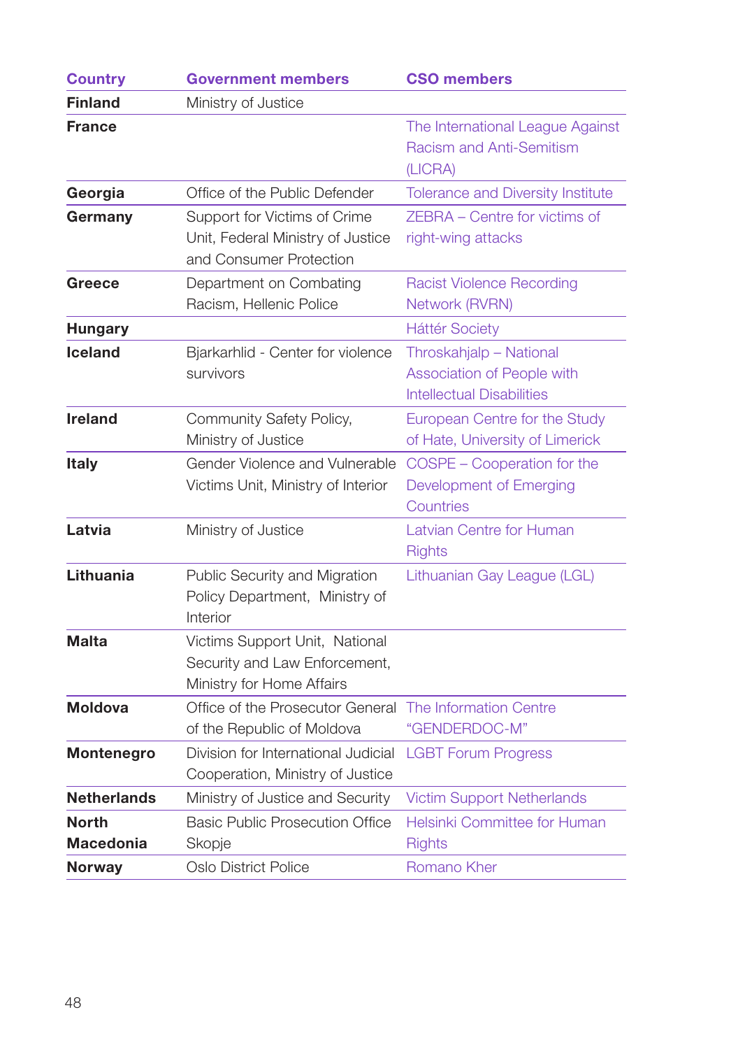| Country | Government members | CSO members |
|---|---|---|
| **Finland** | Ministry of Justice | |
| **France** | | The International League Against Racism and Anti-Semitism (LICRA) |
| **Georgia** | Office of the Public Defender | Tolerance and Diversity Institute |
| **Germany** | Support for Victims of Crime Unit, Federal Ministry of Justice and Consumer Protection | ZEBRA – Centre for victims of right-wing attacks |
| **Greece** | Department on Combating Racism, Hellenic Police | Racist Violence Recording Network (RVRN) |
| **Hungary** | | Háttér Society |
| **Iceland** | Bjarkarhlid - Center for violence survivors | Throskahjalp – National Association of People with Intellectual Disabilities |
| **Ireland** | Community Safety Policy, Ministry of Justice | European Centre for the Study of Hate, University of Limerick |
| **Italy** | Gender Violence and Vulnerable Victims Unit, Ministry of Interior | COSPE – Cooperation for the Development of Emerging Countries |
| **Latvia** | Ministry of Justice | Latvian Centre for Human Rights |
| **Lithuania** | Public Security and Migration Policy Department, Ministry of Interior | Lithuanian Gay League (LGL) |
| **Malta** | Victims Support Unit, National Security and Law Enforcement, Ministry for Home Affairs | |
| **Moldova** | Office of the Prosecutor General of the Republic of Moldova | The Information Centre "GENDERDOC-M" |
| **Montenegro** | Division for International Judicial Cooperation, Ministry of Justice | LGBT Forum Progress |
| **Netherlands** | Ministry of Justice and Security | Victim Support Netherlands |
| **North Macedonia** | Basic Public Prosecution Office Skopje | Helsinki Committee for Human Rights |
| **Norway** | Oslo District Police | Romano Kher |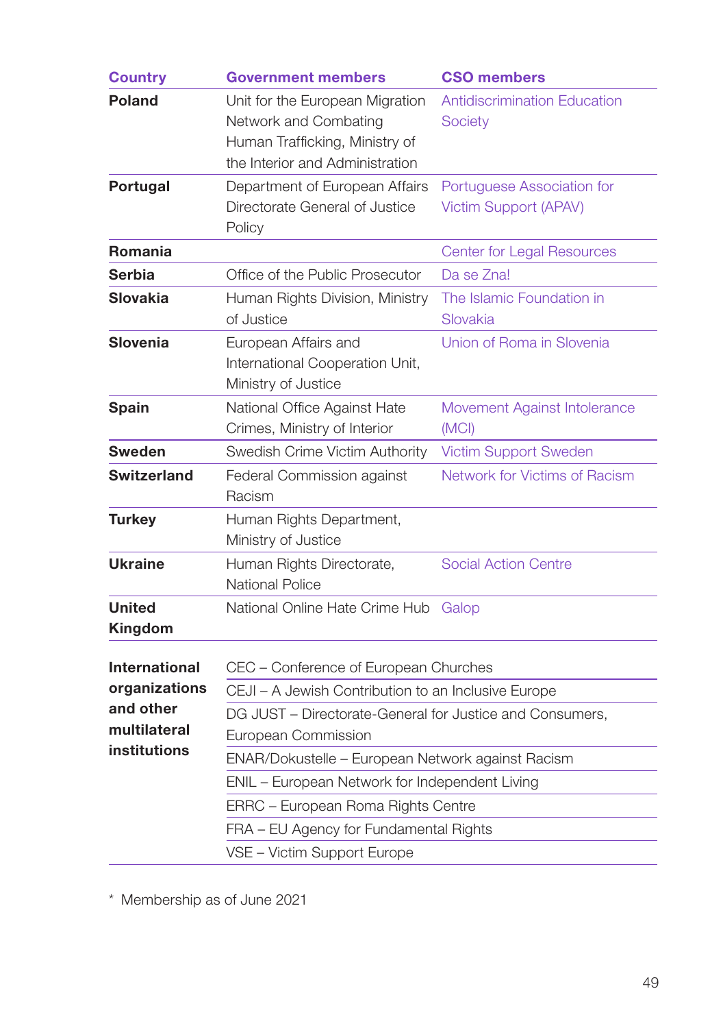| Country | Government members | CSO members |
|---|---|---|
| **Poland** | Unit for the European Migration Network and Combating Human Trafficking, Ministry of the Interior and Administration | Antidiscrimination Education Society |
| **Portugal** | Department of European Affairs Directorate General of Justice Policy | Portuguese Association for Victim Support (APAV) |
| **Romania** | | Center for Legal Resources |
| **Serbia** | Office of the Public Prosecutor | Da se Zna! |
| **Slovakia** | Human Rights Division, Ministry of Justice | The Islamic Foundation in Slovakia |
| **Slovenia** | European Affairs and International Cooperation Unit, Ministry of Justice | Union of Roma in Slovenia |
| **Spain** | National Office Against Hate Crimes, Ministry of Interior | Movement Against Intolerance (MCI) |
| **Sweden** | Swedish Crime Victim Authority | Victim Support Sweden |
| **Switzerland** | Federal Commission against Racism | Network for Victims of Racism |
| **Turkey** | Human Rights Department, Ministry of Justice | |
| **Ukraine** | Human Rights Directorate, National Police | Social Action Centre |
| **United Kingdom** | National Online Hate Crime Hub | Galop |

**International organizations and other multilateral institutions**

- CEC – Conference of European Churches
- CEJI – A Jewish Contribution to an Inclusive Europe
- DG JUST – Directorate-General for Justice and Consumers, European Commission
- ENAR/Dokustelle – European Network against Racism
- ENIL – European Network for Independent Living
- ERRC – European Roma Rights Centre
- FRA – EU Agency for Fundamental Rights
- VSE – Victim Support Europe

\* Membership as of June 2021